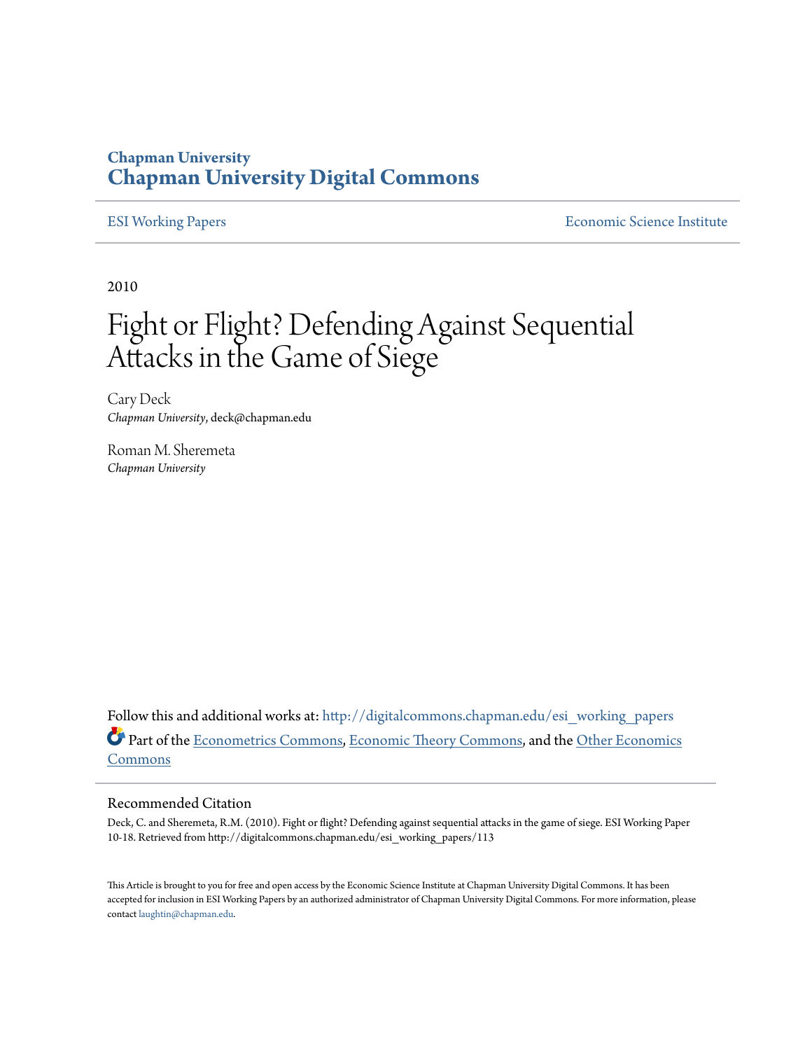# Chapman University
# Chapman University Digital Commons

ESI Working Papers | Economic Science Institute

2010

# Fight or Flight? Defending Against Sequential Attacks in the Game of Siege

Cary Deck
*Chapman University*, deck@chapman.edu

Roman M. Sheremeta
*Chapman University*

Follow this and additional works at: http://digitalcommons.chapman.edu/esi_working_papers

Part of the Econometrics Commons, Economic Theory Commons, and the Other Economics Commons

## Recommended Citation

Deck, C. and Sheremeta, R.M. (2010). Fight or flight? Defending against sequential attacks in the game of siege. ESI Working Paper 10-18. Retrieved from http://digitalcommons.chapman.edu/esi_working_papers/113

This Article is brought to you for free and open access by the Economic Science Institute at Chapman University Digital Commons. It has been accepted for inclusion in ESI Working Papers by an authorized administrator of Chapman University Digital Commons. For more information, please contact laughtin@chapman.edu.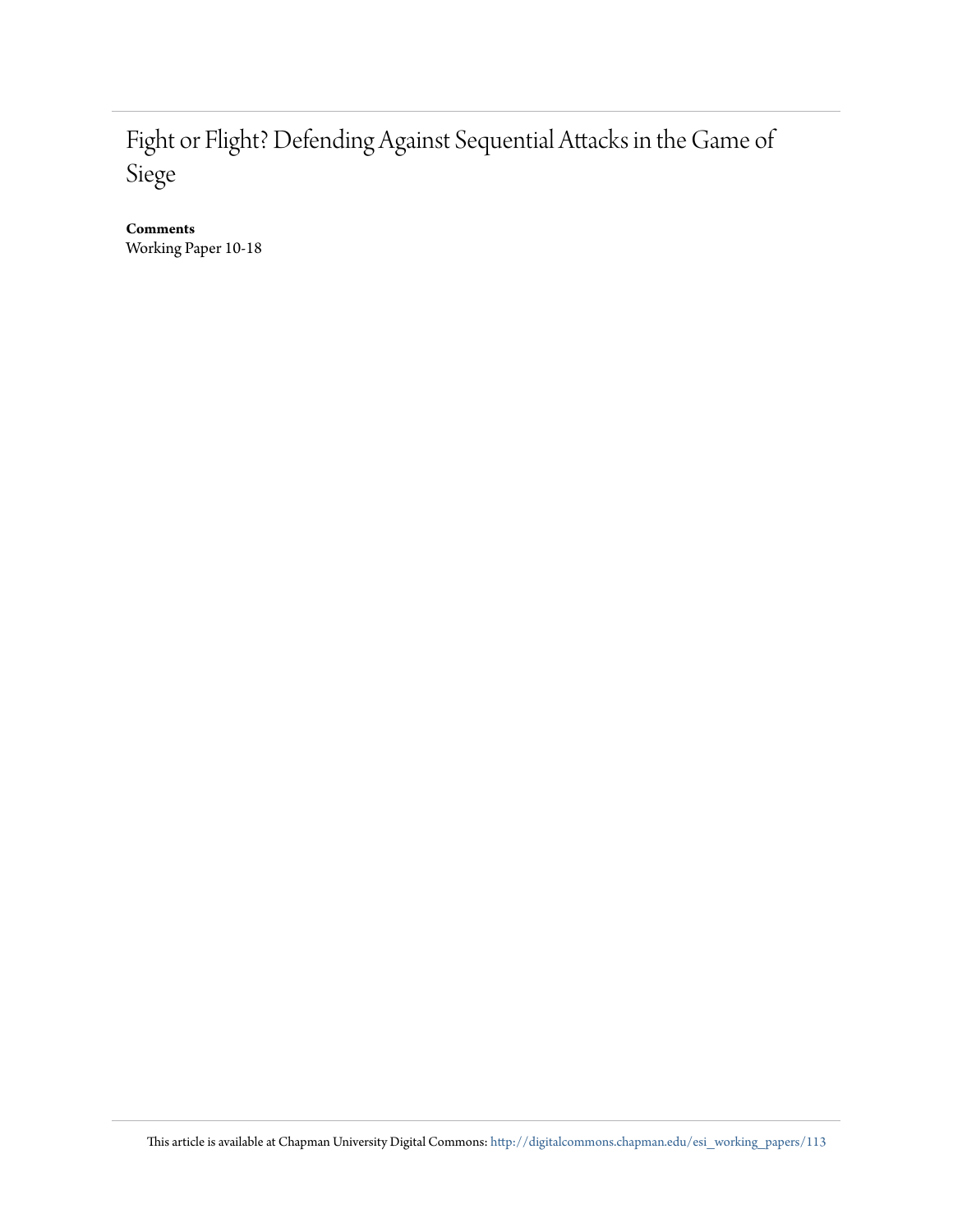# Fight or Flight? Defending Against Sequential Attacks in the Game of Siege

**Comments**

Working Paper 10-18

This article is available at Chapman University Digital Commons: http://digitalcommons.chapman.edu/esi_working_papers/113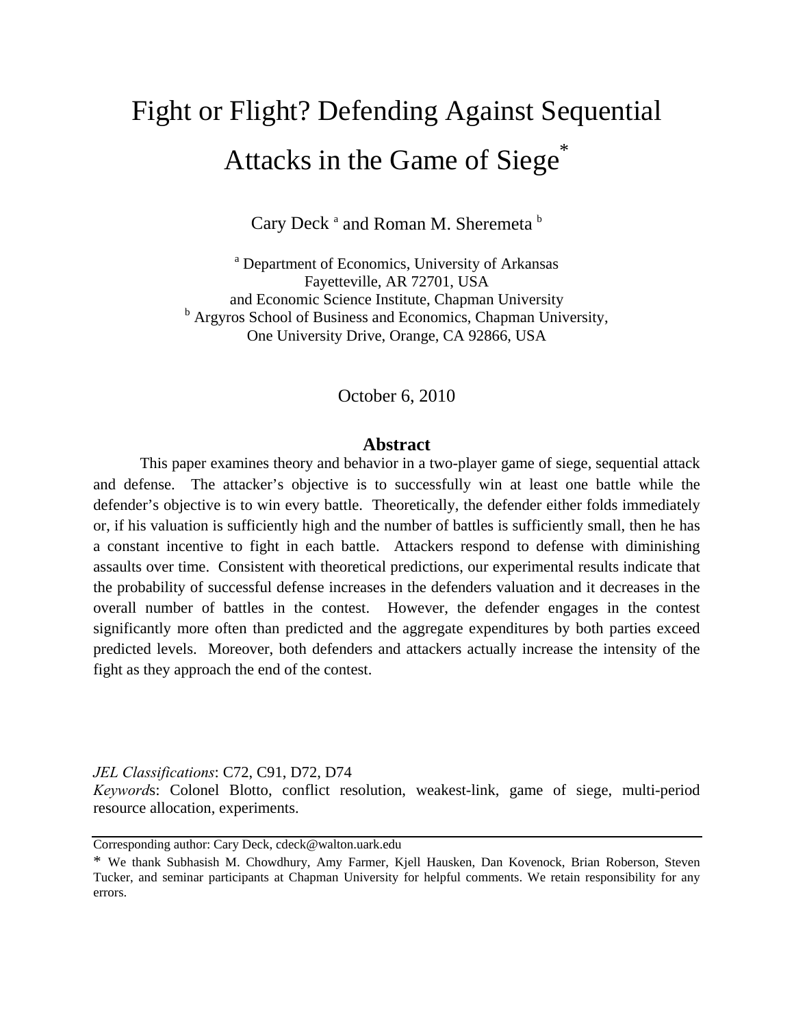# Fight or Flight? Defending Against Sequential Attacks in the Game of Siege*

Cary Deck [a] and Roman M. Sheremeta [b]

[a] Department of Economics, University of Arkansas
Fayetteville, AR 72701, USA
and Economic Science Institute, Chapman University
[b] Argyros School of Business and Economics, Chapman University,
One University Drive, Orange, CA 92866, USA

October 6, 2010

## Abstract

This paper examines theory and behavior in a two-player game of siege, sequential attack and defense. The attacker's objective is to successfully win at least one battle while the defender's objective is to win every battle. Theoretically, the defender either folds immediately or, if his valuation is sufficiently high and the number of battles is sufficiently small, then he has a constant incentive to fight in each battle. Attackers respond to defense with diminishing assaults over time. Consistent with theoretical predictions, our experimental results indicate that the probability of successful defense increases in the defenders valuation and it decreases in the overall number of battles in the contest. However, the defender engages in the contest significantly more often than predicted and the aggregate expenditures by both parties exceed predicted levels. Moreover, both defenders and attackers actually increase the intensity of the fight as they approach the end of the contest.

*JEL Classifications*: C72, C91, D72, D74
*Keywords*: Colonel Blotto, conflict resolution, weakest-link, game of siege, multi-period resource allocation, experiments.

---

Corresponding author: Cary Deck, cdeck@walton.uark.edu

* We thank Subhasish M. Chowdhury, Amy Farmer, Kjell Hausken, Dan Kovenock, Brian Roberson, Steven Tucker, and seminar participants at Chapman University for helpful comments. We retain responsibility for any errors.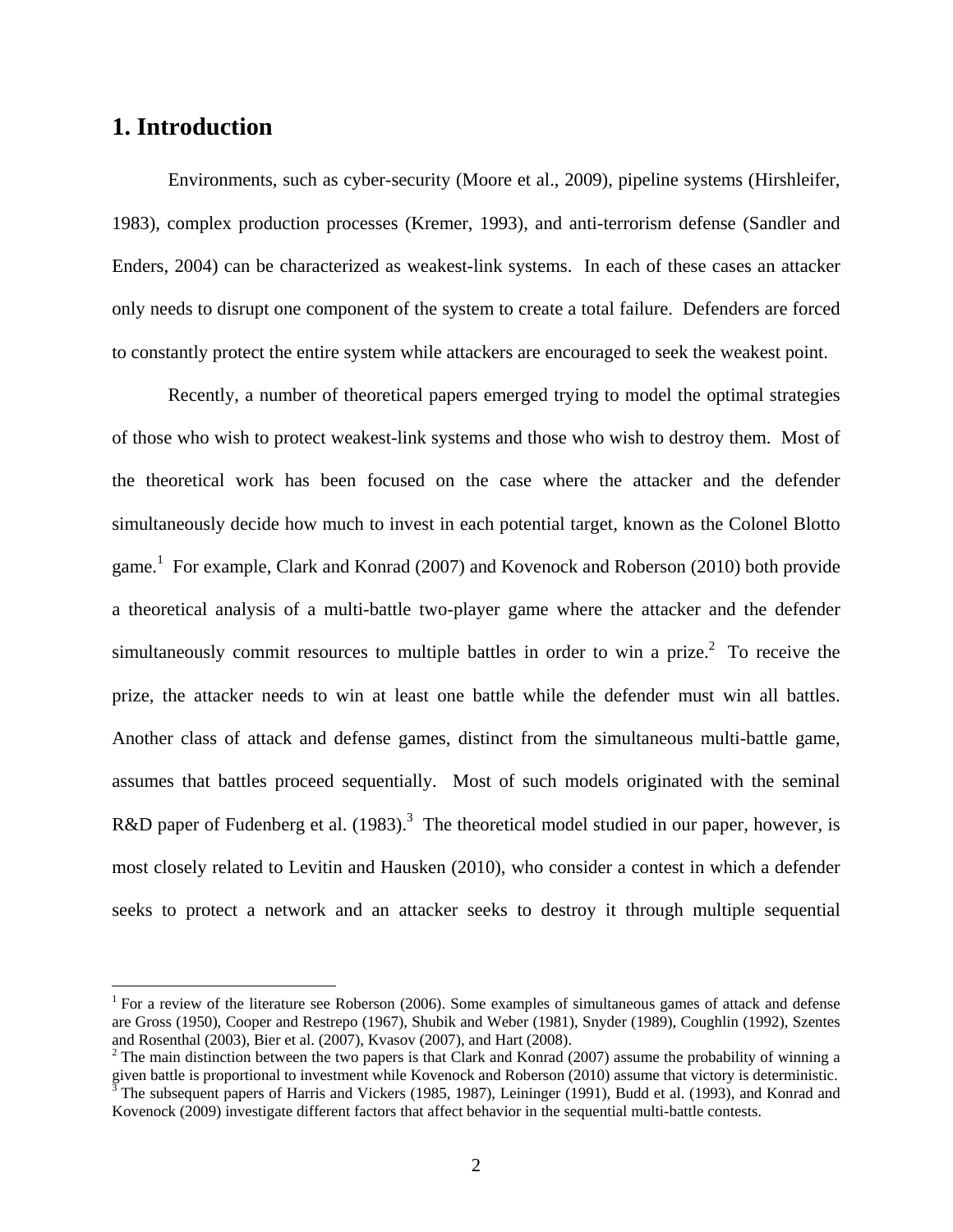# 1. Introduction

Environments, such as cyber-security (Moore et al., 2009), pipeline systems (Hirshleifer, 1983), complex production processes (Kremer, 1993), and anti-terrorism defense (Sandler and Enders, 2004) can be characterized as weakest-link systems. In each of these cases an attacker only needs to disrupt one component of the system to create a total failure. Defenders are forced to constantly protect the entire system while attackers are encouraged to seek the weakest point.

Recently, a number of theoretical papers emerged trying to model the optimal strategies of those who wish to protect weakest-link systems and those who wish to destroy them. Most of the theoretical work has been focused on the case where the attacker and the defender simultaneously decide how much to invest in each potential target, known as the Colonel Blotto game.[1] For example, Clark and Konrad (2007) and Kovenock and Roberson (2010) both provide a theoretical analysis of a multi-battle two-player game where the attacker and the defender simultaneously commit resources to multiple battles in order to win a prize.[2] To receive the prize, the attacker needs to win at least one battle while the defender must win all battles. Another class of attack and defense games, distinct from the simultaneous multi-battle game, assumes that battles proceed sequentially. Most of such models originated with the seminal R&D paper of Fudenberg et al. (1983).[3] The theoretical model studied in our paper, however, is most closely related to Levitin and Hausken (2010), who consider a contest in which a defender seeks to protect a network and an attacker seeks to destroy it through multiple sequential

---

[1] For a review of the literature see Roberson (2006). Some examples of simultaneous games of attack and defense are Gross (1950), Cooper and Restrepo (1967), Shubik and Weber (1981), Snyder (1989), Coughlin (1992), Szentes and Rosenthal (2003), Bier et al. (2007), Kvasov (2007), and Hart (2008).

[2] The main distinction between the two papers is that Clark and Konrad (2007) assume the probability of winning a given battle is proportional to investment while Kovenock and Roberson (2010) assume that victory is deterministic.

[3] The subsequent papers of Harris and Vickers (1985, 1987), Leininger (1991), Budd et al. (1993), and Konrad and Kovenock (2009) investigate different factors that affect behavior in the sequential multi-battle contests.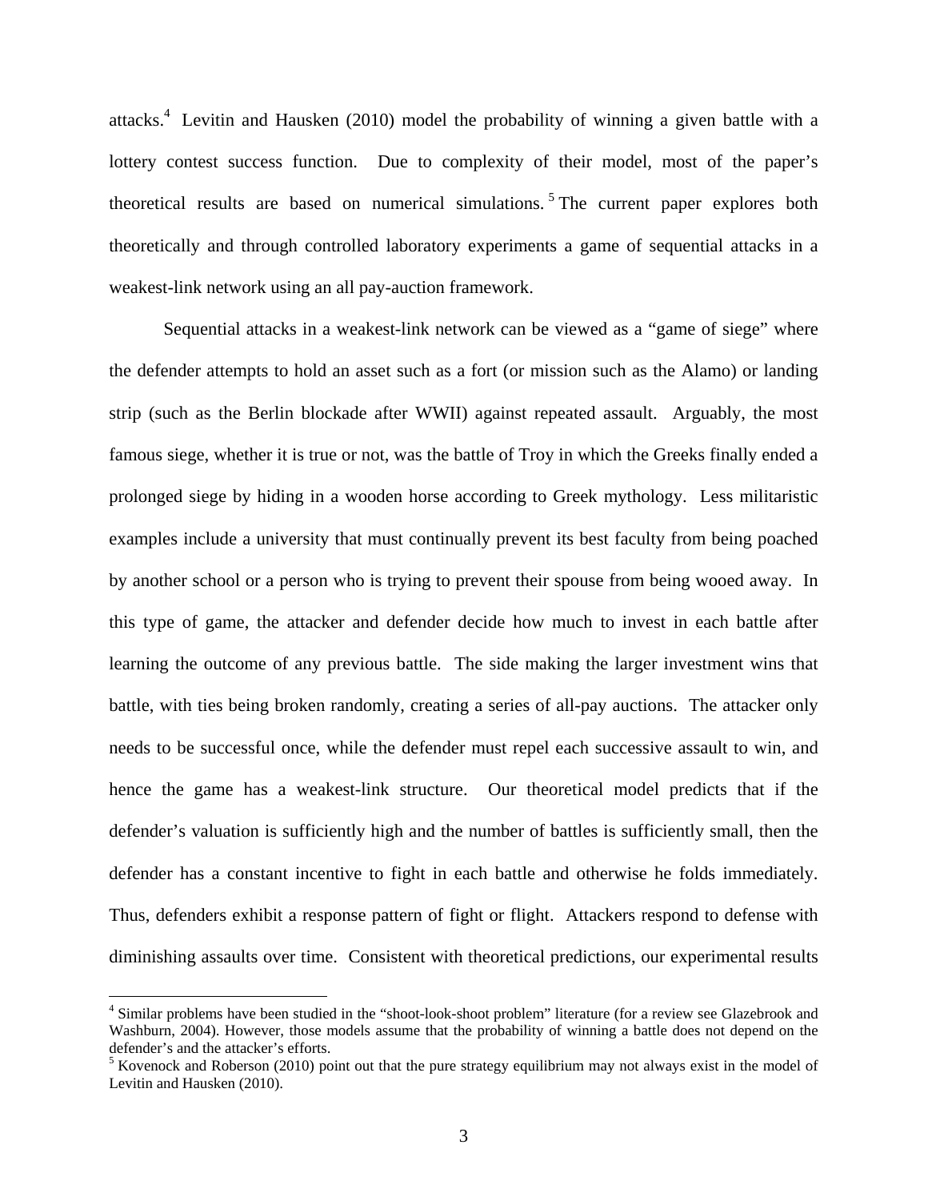attacks.[4] Levitin and Hausken (2010) model the probability of winning a given battle with a lottery contest success function. Due to complexity of their model, most of the paper's theoretical results are based on numerical simulations.[5] The current paper explores both theoretically and through controlled laboratory experiments a game of sequential attacks in a weakest-link network using an all pay-auction framework.

Sequential attacks in a weakest-link network can be viewed as a "game of siege" where the defender attempts to hold an asset such as a fort (or mission such as the Alamo) or landing strip (such as the Berlin blockade after WWII) against repeated assault. Arguably, the most famous siege, whether it is true or not, was the battle of Troy in which the Greeks finally ended a prolonged siege by hiding in a wooden horse according to Greek mythology. Less militaristic examples include a university that must continually prevent its best faculty from being poached by another school or a person who is trying to prevent their spouse from being wooed away. In this type of game, the attacker and defender decide how much to invest in each battle after learning the outcome of any previous battle. The side making the larger investment wins that battle, with ties being broken randomly, creating a series of all-pay auctions. The attacker only needs to be successful once, while the defender must repel each successive assault to win, and hence the game has a weakest-link structure. Our theoretical model predicts that if the defender's valuation is sufficiently high and the number of battles is sufficiently small, then the defender has a constant incentive to fight in each battle and otherwise he folds immediately. Thus, defenders exhibit a response pattern of fight or flight. Attackers respond to defense with diminishing assaults over time. Consistent with theoretical predictions, our experimental results

[4] Similar problems have been studied in the "shoot-look-shoot problem" literature (for a review see Glazebrook and Washburn, 2004). However, those models assume that the probability of winning a battle does not depend on the defender's and the attacker's efforts.

[5] Kovenock and Roberson (2010) point out that the pure strategy equilibrium may not always exist in the model of Levitin and Hausken (2010).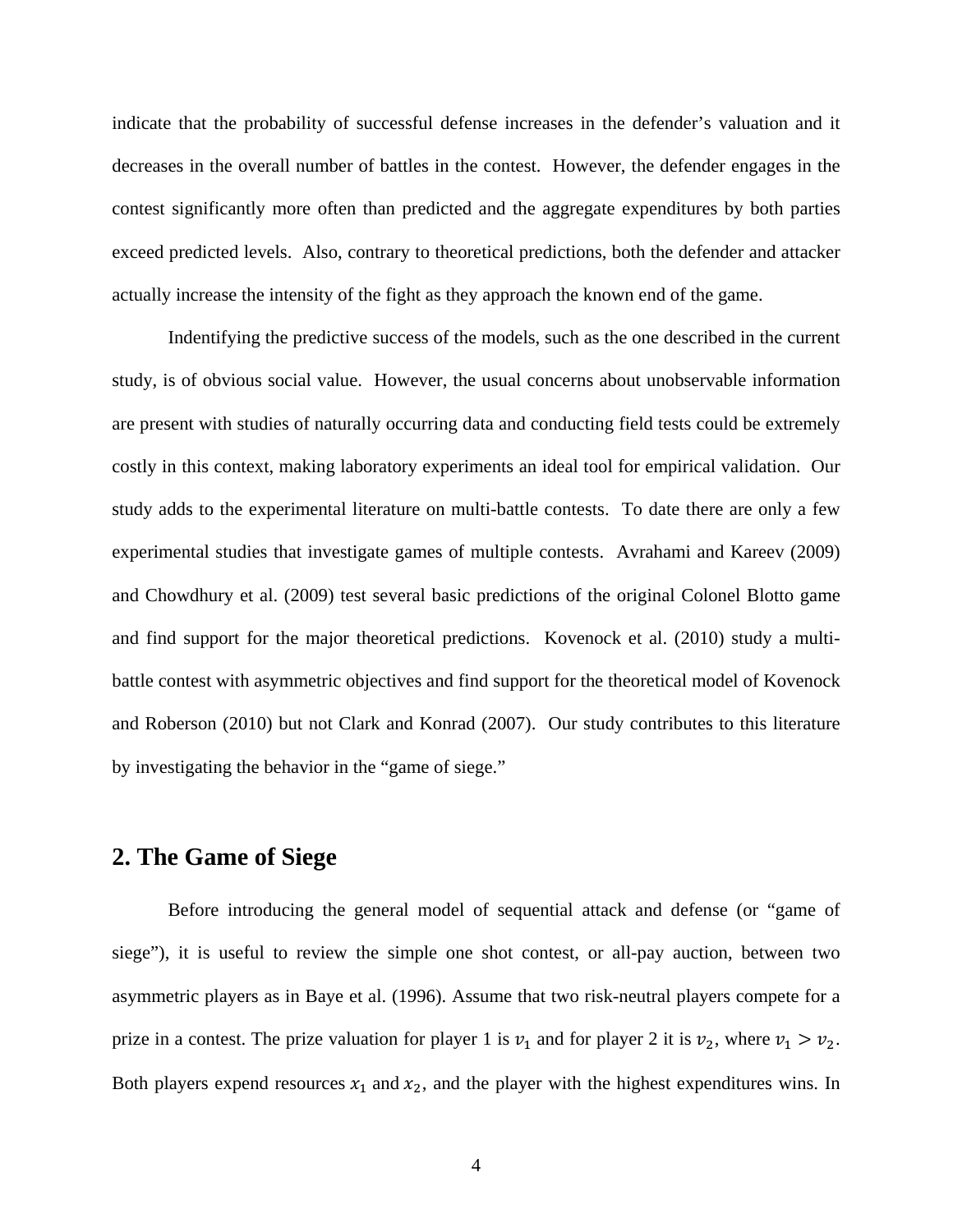indicate that the probability of successful defense increases in the defender's valuation and it decreases in the overall number of battles in the contest. However, the defender engages in the contest significantly more often than predicted and the aggregate expenditures by both parties exceed predicted levels. Also, contrary to theoretical predictions, both the defender and attacker actually increase the intensity of the fight as they approach the known end of the game.

Indentifying the predictive success of the models, such as the one described in the current study, is of obvious social value. However, the usual concerns about unobservable information are present with studies of naturally occurring data and conducting field tests could be extremely costly in this context, making laboratory experiments an ideal tool for empirical validation. Our study adds to the experimental literature on multi-battle contests. To date there are only a few experimental studies that investigate games of multiple contests. Avrahami and Kareev (2009) and Chowdhury et al. (2009) test several basic predictions of the original Colonel Blotto game and find support for the major theoretical predictions. Kovenock et al. (2010) study a multi-battle contest with asymmetric objectives and find support for the theoretical model of Kovenock and Roberson (2010) but not Clark and Konrad (2007). Our study contributes to this literature by investigating the behavior in the "game of siege."

## 2. The Game of Siege

Before introducing the general model of sequential attack and defense (or "game of siege"), it is useful to review the simple one shot contest, or all-pay auction, between two asymmetric players as in Baye et al. (1996). Assume that two risk-neutral players compete for a prize in a contest. The prize valuation for player 1 is $v_1$ and for player 2 it is $v_2$, where $v_1 > v_2$. Both players expend resources $x_1$ and $x_2$, and the player with the highest expenditures wins. In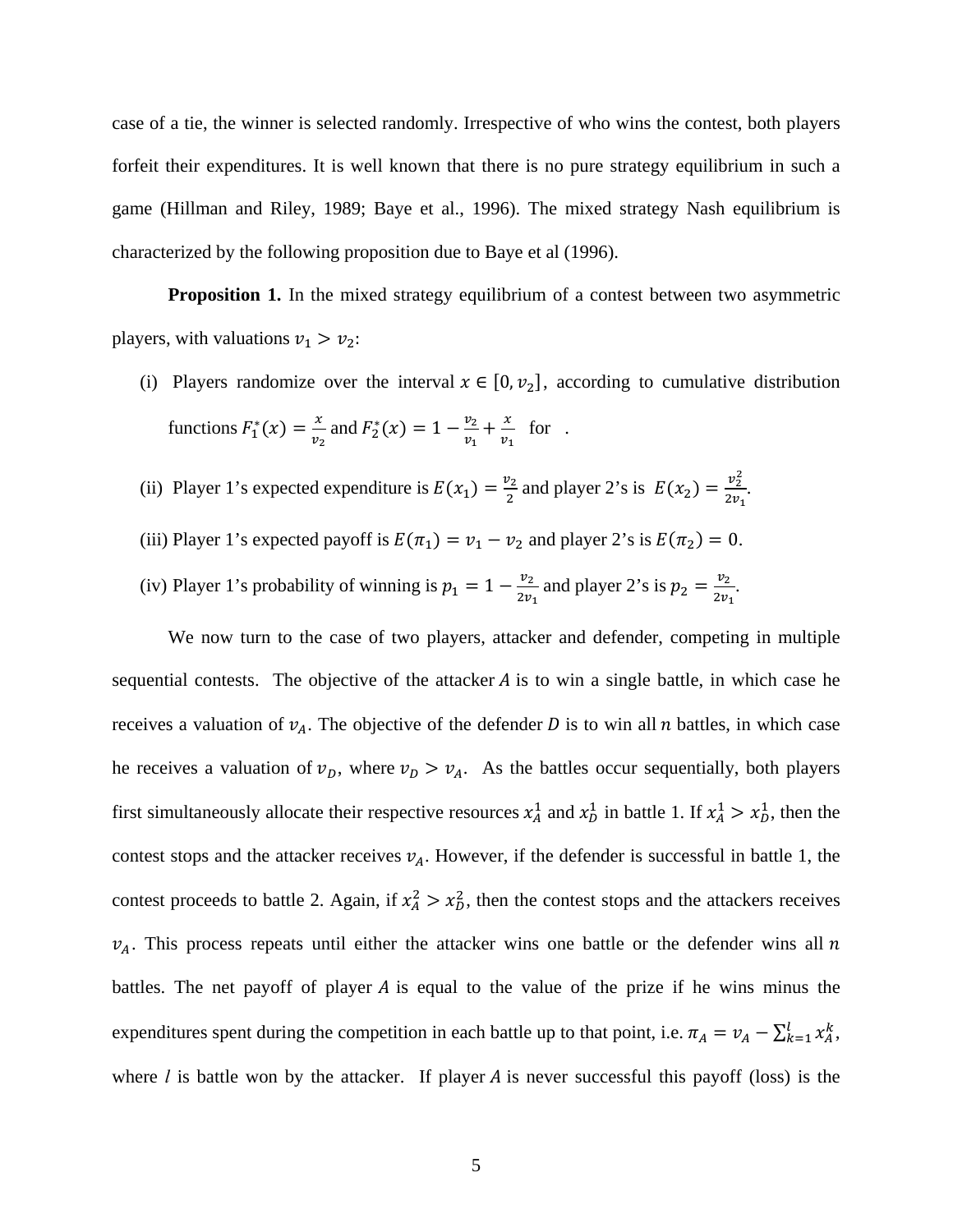case of a tie, the winner is selected randomly. Irrespective of who wins the contest, both players forfeit their expenditures. It is well known that there is no pure strategy equilibrium in such a game (Hillman and Riley, 1989; Baye et al., 1996). The mixed strategy Nash equilibrium is characterized by the following proposition due to Baye et al (1996).

**Proposition 1.** In the mixed strategy equilibrium of a contest between two asymmetric players, with valuations $v_1 > v_2$:

(i) Players randomize over the interval $x \in [0, v_2]$, according to cumulative distribution functions $F_1^*(x) = \frac{x}{v_2}$ and $F_2^*(x) = 1 - \frac{v_2}{v_1} + \frac{x}{v_1}$ for .

(ii) Player 1's expected expenditure is $E(x_1) = \frac{v_2}{2}$ and player 2's is $E(x_2) = \frac{v_2^2}{2v_1}$.

(iii) Player 1's expected payoff is $E(\pi_1) = v_1 - v_2$ and player 2's is $E(\pi_2) = 0$.

(iv) Player 1's probability of winning is $p_1 = 1 - \frac{v_2}{2v_1}$ and player 2's is $p_2 = \frac{v_2}{2v_1}$.

We now turn to the case of two players, attacker and defender, competing in multiple sequential contests. The objective of the attacker $A$ is to win a single battle, in which case he receives a valuation of $v_A$. The objective of the defender $D$ is to win all $n$ battles, in which case he receives a valuation of $v_D$, where $v_D > v_A$. As the battles occur sequentially, both players first simultaneously allocate their respective resources $x_A^1$ and $x_D^1$ in battle 1. If $x_A^1 > x_D^1$, then the contest stops and the attacker receives $v_A$. However, if the defender is successful in battle 1, the contest proceeds to battle 2. Again, if $x_A^2 > x_D^2$, then the contest stops and the attackers receives $v_A$. This process repeats until either the attacker wins one battle or the defender wins all $n$ battles. The net payoff of player $A$ is equal to the value of the prize if he wins minus the expenditures spent during the competition in each battle up to that point, i.e. $\pi_A = v_A - \sum_{k=1}^{l} x_A^k$, where $l$ is battle won by the attacker. If player $A$ is never successful this payoff (loss) is the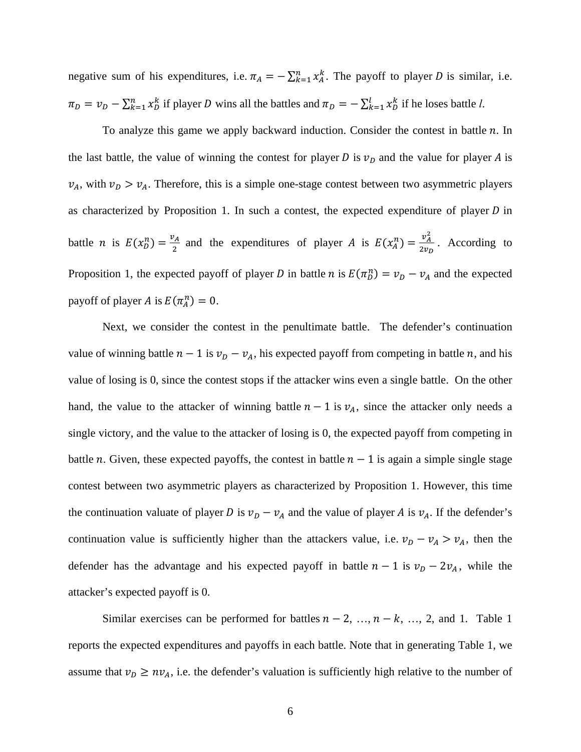negative sum of his expenditures, i.e. $\pi_A = -\sum_{k=1}^{n} x_A^k$. The payoff to player $D$ is similar, i.e. $\pi_D = v_D - \sum_{k=1}^{n} x_D^k$ if player $D$ wins all the battles and $\pi_D = -\sum_{k=1}^{l} x_D^k$ if he loses battle *l*.

To analyze this game we apply backward induction. Consider the contest in battle $n$. In the last battle, the value of winning the contest for player $D$ is $v_D$ and the value for player $A$ is $v_A$, with $v_D > v_A$. Therefore, this is a simple one-stage contest between two asymmetric players as characterized by Proposition 1. In such a contest, the expected expenditure of player $D$ in battle $n$ is $E(x_D^n) = \frac{v_A}{2}$ and the expenditures of player $A$ is $E(x_A^n) = \frac{v_A^2}{2v_D}$. According to Proposition 1, the expected payoff of player $D$ in battle $n$ is $E(\pi_D^n) = v_D - v_A$ and the expected payoff of player $A$ is $E(\pi_A^n) = 0$.

Next, we consider the contest in the penultimate battle. The defender's continuation value of winning battle $n-1$ is $v_D - v_A$, his expected payoff from competing in battle $n$, and his value of losing is 0, since the contest stops if the attacker wins even a single battle. On the other hand, the value to the attacker of winning battle $n-1$ is $v_A$, since the attacker only needs a single victory, and the value to the attacker of losing is 0, the expected payoff from competing in battle $n$. Given, these expected payoffs, the contest in battle $n-1$ is again a simple single stage contest between two asymmetric players as characterized by Proposition 1. However, this time the continuation valuate of player $D$ is $v_D - v_A$ and the value of player $A$ is $v_A$. If the defender's continuation value is sufficiently higher than the attackers value, i.e. $v_D - v_A > v_A$, then the defender has the advantage and his expected payoff in battle $n-1$ is $v_D - 2v_A$, while the attacker's expected payoff is 0.

Similar exercises can be performed for battles $n-2$, …, $n-k$, …, 2, and 1. Table 1 reports the expected expenditures and payoffs in each battle. Note that in generating Table 1, we assume that $v_D \geq nv_A$, i.e. the defender's valuation is sufficiently high relative to the number of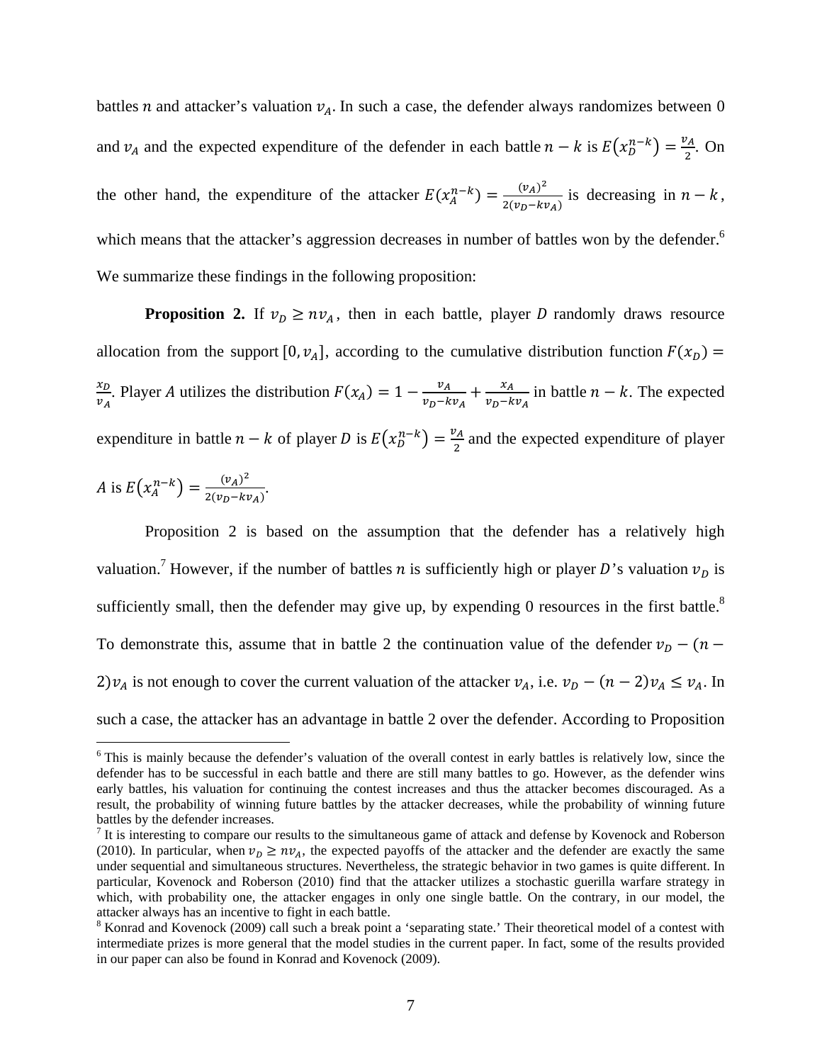battles $n$ and attacker's valuation $v_A$. In such a case, the defender always randomizes between 0 and $v_A$ and the expected expenditure of the defender in each battle $n-k$ is $E(x_D^{n-k}) = \frac{v_A}{2}$. On the other hand, the expenditure of the attacker $E(x_A^{n-k}) = \frac{(v_A)^2}{2(v_D - kv_A)}$ is decreasing in $n-k$, which means that the attacker's aggression decreases in number of battles won by the defender.[6] We summarize these findings in the following proposition:

**Proposition 2.** If $v_D \geq nv_A$, then in each battle, player $D$ randomly draws resource allocation from the support $[0, v_A]$, according to the cumulative distribution function $F(x_D) = \frac{x_D}{v_A}$. Player $A$ utilizes the distribution $F(x_A) = 1 - \frac{v_A}{v_D - kv_A} + \frac{x_A}{v_D - kv_A}$ in battle $n-k$. The expected expenditure in battle $n-k$ of player $D$ is $E(x_D^{n-k}) = \frac{v_A}{2}$ and the expected expenditure of player $A$ is $E(x_A^{n-k}) = \frac{(v_A)^2}{2(v_D - kv_A)}$.

Proposition 2 is based on the assumption that the defender has a relatively high valuation.[7] However, if the number of battles $n$ is sufficiently high or player $D$'s valuation $v_D$ is sufficiently small, then the defender may give up, by expending 0 resources in the first battle.[8] To demonstrate this, assume that in battle 2 the continuation value of the defender $v_D - (n-2)v_A$ is not enough to cover the current valuation of the attacker $v_A$, i.e. $v_D - (n-2)v_A \leq v_A$. In such a case, the attacker has an advantage in battle 2 over the defender. According to Proposition

---

[6] This is mainly because the defender's valuation of the overall contest in early battles is relatively low, since the defender has to be successful in each battle and there are still many battles to go. However, as the defender wins early battles, his valuation for continuing the contest increases and thus the attacker becomes discouraged. As a result, the probability of winning future battles by the attacker decreases, while the probability of winning future battles by the defender increases.

[7] It is interesting to compare our results to the simultaneous game of attack and defense by Kovenock and Roberson (2010). In particular, when $v_D \geq nv_A$, the expected payoffs of the attacker and the defender are exactly the same under sequential and simultaneous structures. Nevertheless, the strategic behavior in two games is quite different. In particular, Kovenock and Roberson (2010) find that the attacker utilizes a stochastic guerilla warfare strategy in which, with probability one, the attacker engages in only one single battle. On the contrary, in our model, the attacker always has an incentive to fight in each battle.

[8] Konrad and Kovenock (2009) call such a break point a 'separating state.' Their theoretical model of a contest with intermediate prizes is more general that the model studies in the current paper. In fact, some of the results provided in our paper can also be found in Konrad and Kovenock (2009).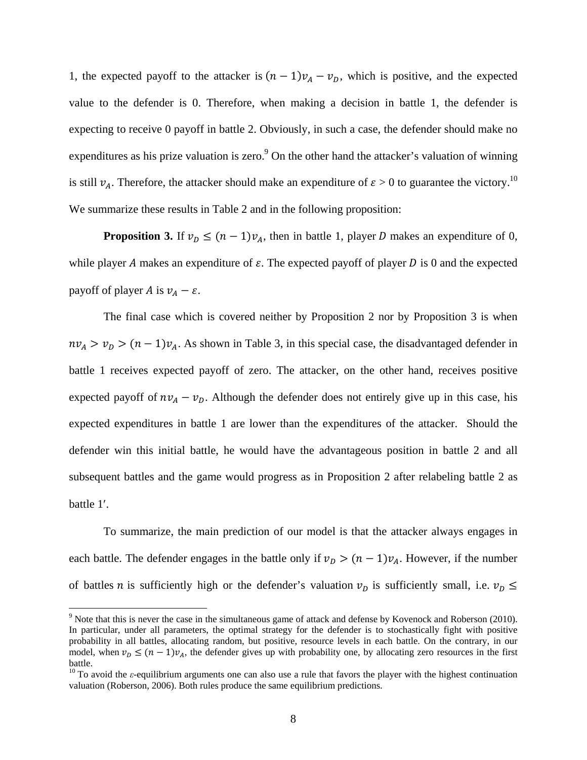1, the expected payoff to the attacker is $(n-1)v_A - v_D$, which is positive, and the expected value to the defender is 0. Therefore, when making a decision in battle 1, the defender is expecting to receive 0 payoff in battle 2. Obviously, in such a case, the defender should make no expenditures as his prize valuation is zero.[9] On the other hand the attacker's valuation of winning is still $v_A$. Therefore, the attacker should make an expenditure of $\varepsilon > 0$ to guarantee the victory.[10] We summarize these results in Table 2 and in the following proposition:

**Proposition 3.** If $v_D \leq (n-1)v_A$, then in battle 1, player $D$ makes an expenditure of 0, while player $A$ makes an expenditure of $\varepsilon$. The expected payoff of player $D$ is 0 and the expected payoff of player $A$ is $v_A - \varepsilon$.

The final case which is covered neither by Proposition 2 nor by Proposition 3 is when $nv_A > v_D > (n-1)v_A$. As shown in Table 3, in this special case, the disadvantaged defender in battle 1 receives expected payoff of zero. The attacker, on the other hand, receives positive expected payoff of $nv_A - v_D$. Although the defender does not entirely give up in this case, his expected expenditures in battle 1 are lower than the expenditures of the attacker. Should the defender win this initial battle, he would have the advantageous position in battle 2 and all subsequent battles and the game would progress as in Proposition 2 after relabeling battle 2 as battle $1'$.

To summarize, the main prediction of our model is that the attacker always engages in each battle. The defender engages in the battle only if $v_D > (n-1)v_A$. However, if the number of battles $n$ is sufficiently high or the defender's valuation $v_D$ is sufficiently small, i.e. $v_D \leq$

---

[9] Note that this is never the case in the simultaneous game of attack and defense by Kovenock and Roberson (2010). In particular, under all parameters, the optimal strategy for the defender is to stochastically fight with positive probability in all battles, allocating random, but positive, resource levels in each battle. On the contrary, in our model, when $v_D \leq (n-1)v_A$, the defender gives up with probability one, by allocating zero resources in the first battle.

[10] To avoid the $\varepsilon$-equilibrium arguments one can also use a rule that favors the player with the highest continuation valuation (Roberson, 2006). Both rules produce the same equilibrium predictions.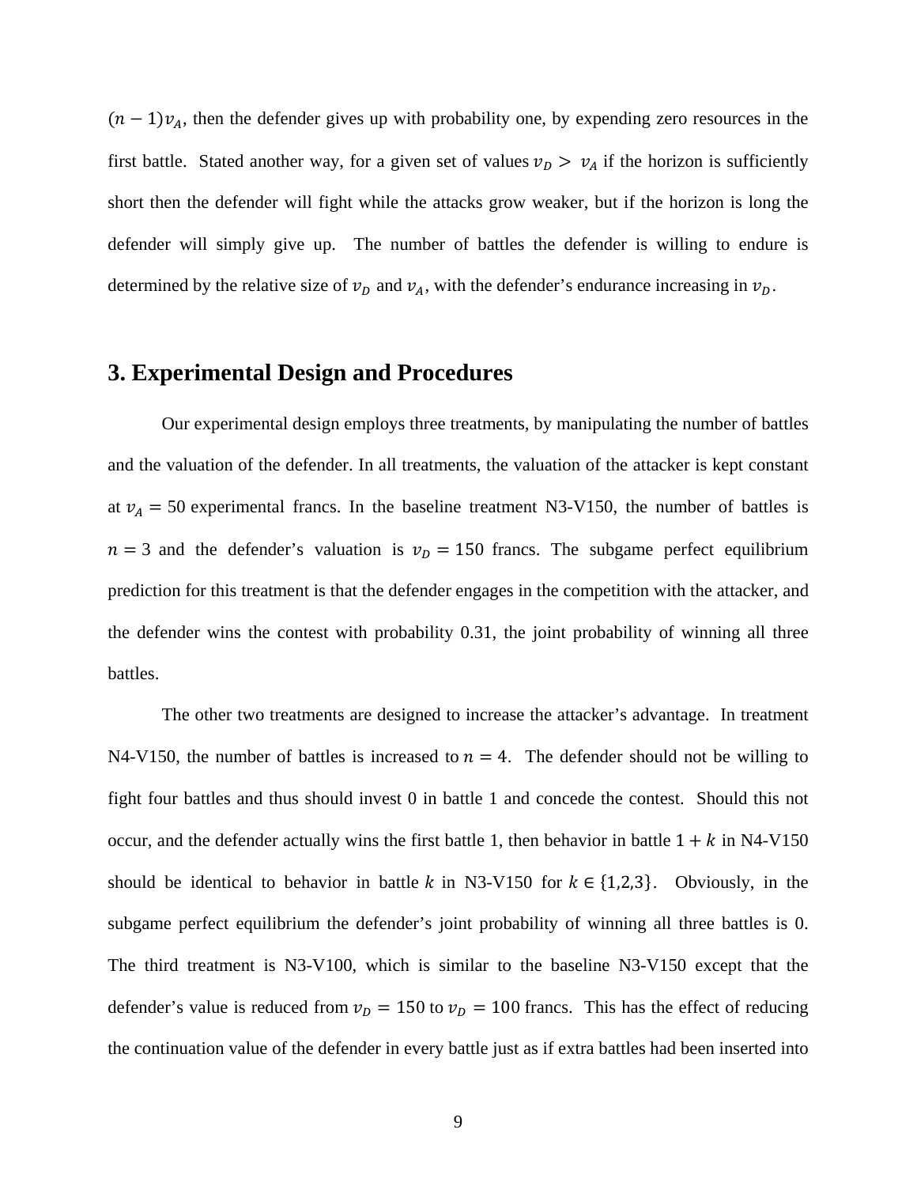$(n-1)v_A$, then the defender gives up with probability one, by expending zero resources in the first battle. Stated another way, for a given set of values $v_D > v_A$ if the horizon is sufficiently short then the defender will fight while the attacks grow weaker, but if the horizon is long the defender will simply give up. The number of battles the defender is willing to endure is determined by the relative size of $v_D$ and $v_A$, with the defender's endurance increasing in $v_D$.

## 3. Experimental Design and Procedures

Our experimental design employs three treatments, by manipulating the number of battles and the valuation of the defender. In all treatments, the valuation of the attacker is kept constant at $v_A = 50$ experimental francs. In the baseline treatment N3-V150, the number of battles is $n = 3$ and the defender's valuation is $v_D = 150$ francs. The subgame perfect equilibrium prediction for this treatment is that the defender engages in the competition with the attacker, and the defender wins the contest with probability 0.31, the joint probability of winning all three battles.

The other two treatments are designed to increase the attacker's advantage. In treatment N4-V150, the number of battles is increased to $n = 4$. The defender should not be willing to fight four battles and thus should invest 0 in battle 1 and concede the contest. Should this not occur, and the defender actually wins the first battle 1, then behavior in battle $1 + k$ in N4-V150 should be identical to behavior in battle $k$ in N3-V150 for $k \in \{1,2,3\}$. Obviously, in the subgame perfect equilibrium the defender's joint probability of winning all three battles is 0. The third treatment is N3-V100, which is similar to the baseline N3-V150 except that the defender's value is reduced from $v_D = 150$ to $v_D = 100$ francs. This has the effect of reducing the continuation value of the defender in every battle just as if extra battles had been inserted into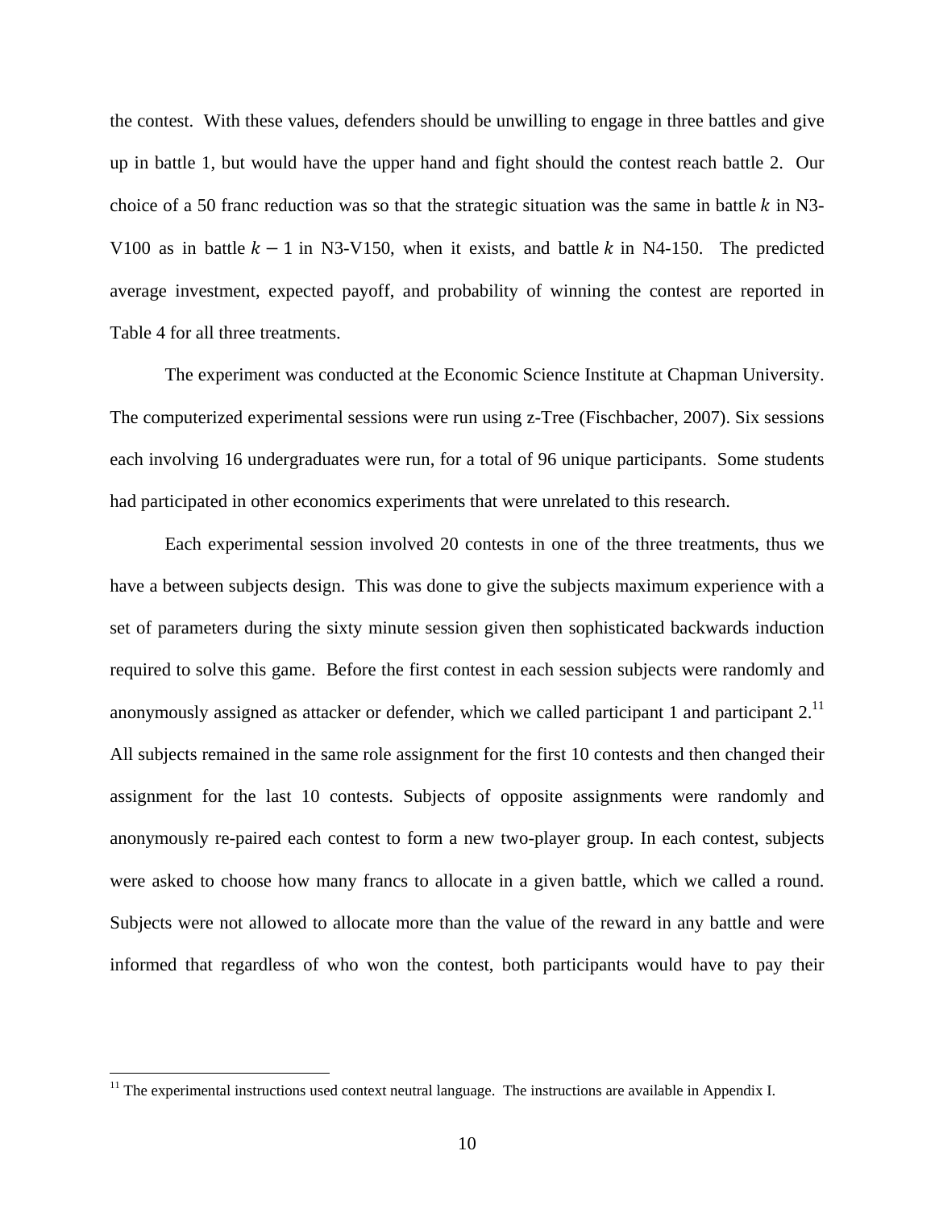the contest. With these values, defenders should be unwilling to engage in three battles and give up in battle 1, but would have the upper hand and fight should the contest reach battle 2. Our choice of a 50 franc reduction was so that the strategic situation was the same in battle $k$ in N3-V100 as in battle $k-1$ in N3-V150, when it exists, and battle $k$ in N4-150. The predicted average investment, expected payoff, and probability of winning the contest are reported in Table 4 for all three treatments.

The experiment was conducted at the Economic Science Institute at Chapman University. The computerized experimental sessions were run using z-Tree (Fischbacher, 2007). Six sessions each involving 16 undergraduates were run, for a total of 96 unique participants. Some students had participated in other economics experiments that were unrelated to this research.

Each experimental session involved 20 contests in one of the three treatments, thus we have a between subjects design. This was done to give the subjects maximum experience with a set of parameters during the sixty minute session given then sophisticated backwards induction required to solve this game. Before the first contest in each session subjects were randomly and anonymously assigned as attacker or defender, which we called participant 1 and participant 2.[11] All subjects remained in the same role assignment for the first 10 contests and then changed their assignment for the last 10 contests. Subjects of opposite assignments were randomly and anonymously re-paired each contest to form a new two-player group. In each contest, subjects were asked to choose how many francs to allocate in a given battle, which we called a round. Subjects were not allowed to allocate more than the value of the reward in any battle and were informed that regardless of who won the contest, both participants would have to pay their

[11] The experimental instructions used context neutral language. The instructions are available in Appendix I.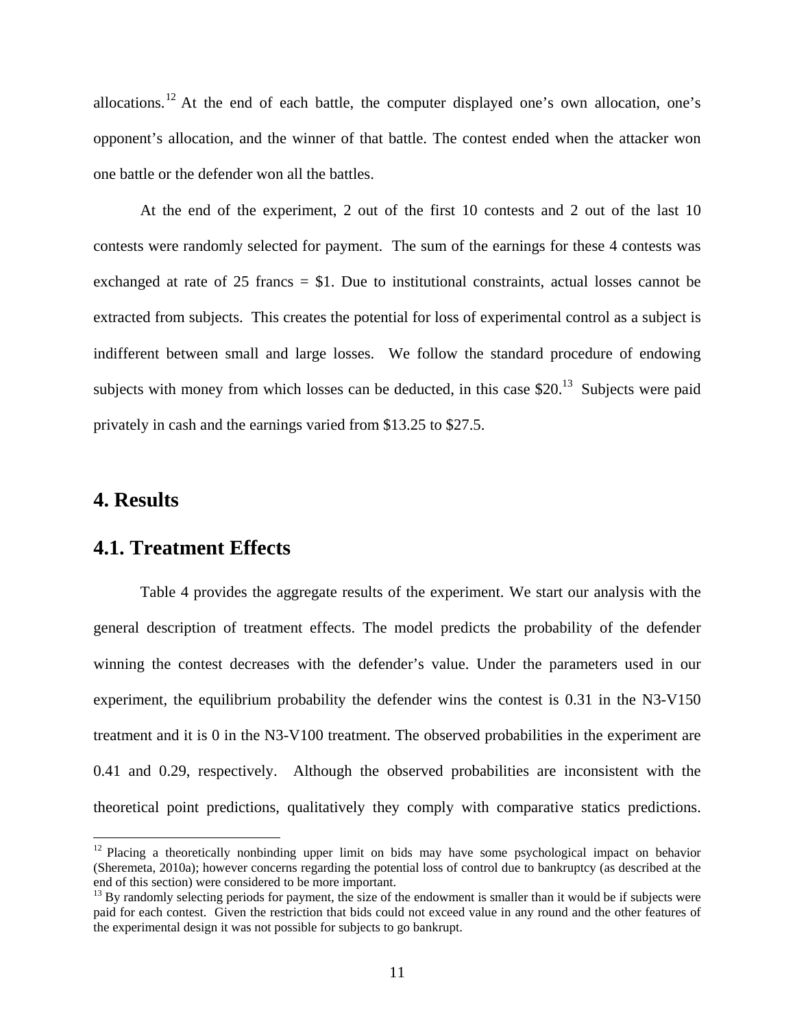allocations.[12] At the end of each battle, the computer displayed one's own allocation, one's opponent's allocation, and the winner of that battle. The contest ended when the attacker won one battle or the defender won all the battles.

At the end of the experiment, 2 out of the first 10 contests and 2 out of the last 10 contests were randomly selected for payment. The sum of the earnings for these 4 contests was exchanged at rate of 25 francs = $1. Due to institutional constraints, actual losses cannot be extracted from subjects. This creates the potential for loss of experimental control as a subject is indifferent between small and large losses. We follow the standard procedure of endowing subjects with money from which losses can be deducted, in this case $20.[13] Subjects were paid privately in cash and the earnings varied from $13.25 to $27.5.

# 4. Results

## 4.1. Treatment Effects

Table 4 provides the aggregate results of the experiment. We start our analysis with the general description of treatment effects. The model predicts the probability of the defender winning the contest decreases with the defender's value. Under the parameters used in our experiment, the equilibrium probability the defender wins the contest is 0.31 in the N3-V150 treatment and it is 0 in the N3-V100 treatment. The observed probabilities in the experiment are 0.41 and 0.29, respectively. Although the observed probabilities are inconsistent with the theoretical point predictions, qualitatively they comply with comparative statics predictions.

[12] Placing a theoretically nonbinding upper limit on bids may have some psychological impact on behavior (Sheremeta, 2010a); however concerns regarding the potential loss of control due to bankruptcy (as described at the end of this section) were considered to be more important.

[13] By randomly selecting periods for payment, the size of the endowment is smaller than it would be if subjects were paid for each contest. Given the restriction that bids could not exceed value in any round and the other features of the experimental design it was not possible for subjects to go bankrupt.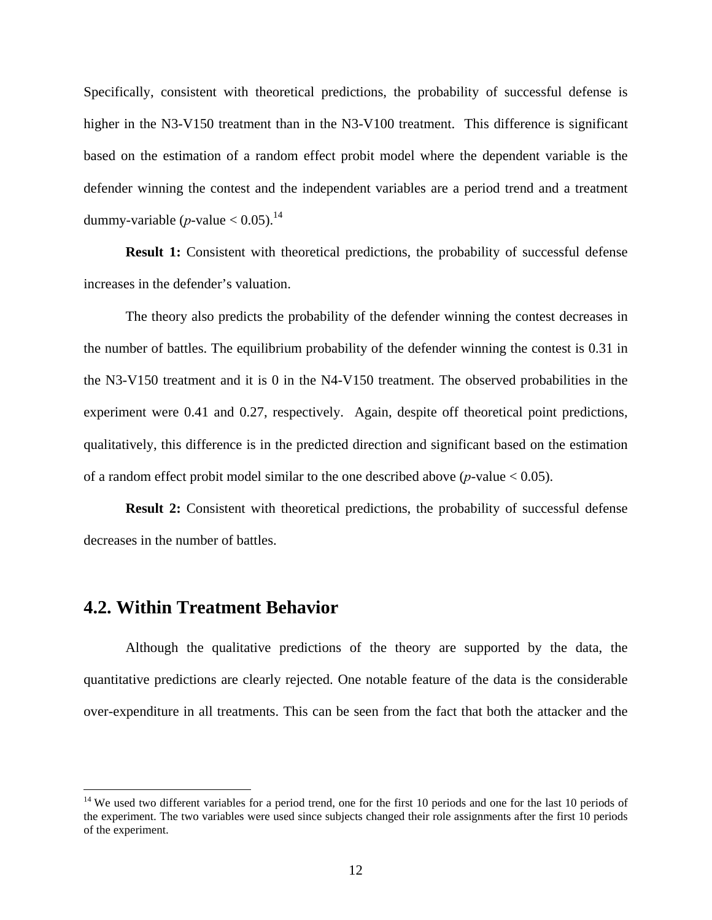Specifically, consistent with theoretical predictions, the probability of successful defense is higher in the N3-V150 treatment than in the N3-V100 treatment. This difference is significant based on the estimation of a random effect probit model where the dependent variable is the defender winning the contest and the independent variables are a period trend and a treatment dummy-variable ($p$-value < 0.05).[14]

**Result 1:** Consistent with theoretical predictions, the probability of successful defense increases in the defender's valuation.

The theory also predicts the probability of the defender winning the contest decreases in the number of battles. The equilibrium probability of the defender winning the contest is 0.31 in the N3-V150 treatment and it is 0 in the N4-V150 treatment. The observed probabilities in the experiment were 0.41 and 0.27, respectively. Again, despite off theoretical point predictions, qualitatively, this difference is in the predicted direction and significant based on the estimation of a random effect probit model similar to the one described above ($p$-value < 0.05).

**Result 2:** Consistent with theoretical predictions, the probability of successful defense decreases in the number of battles.

## 4.2. Within Treatment Behavior

Although the qualitative predictions of the theory are supported by the data, the quantitative predictions are clearly rejected. One notable feature of the data is the considerable over-expenditure in all treatments. This can be seen from the fact that both the attacker and the

[14] We used two different variables for a period trend, one for the first 10 periods and one for the last 10 periods of the experiment. The two variables were used since subjects changed their role assignments after the first 10 periods of the experiment.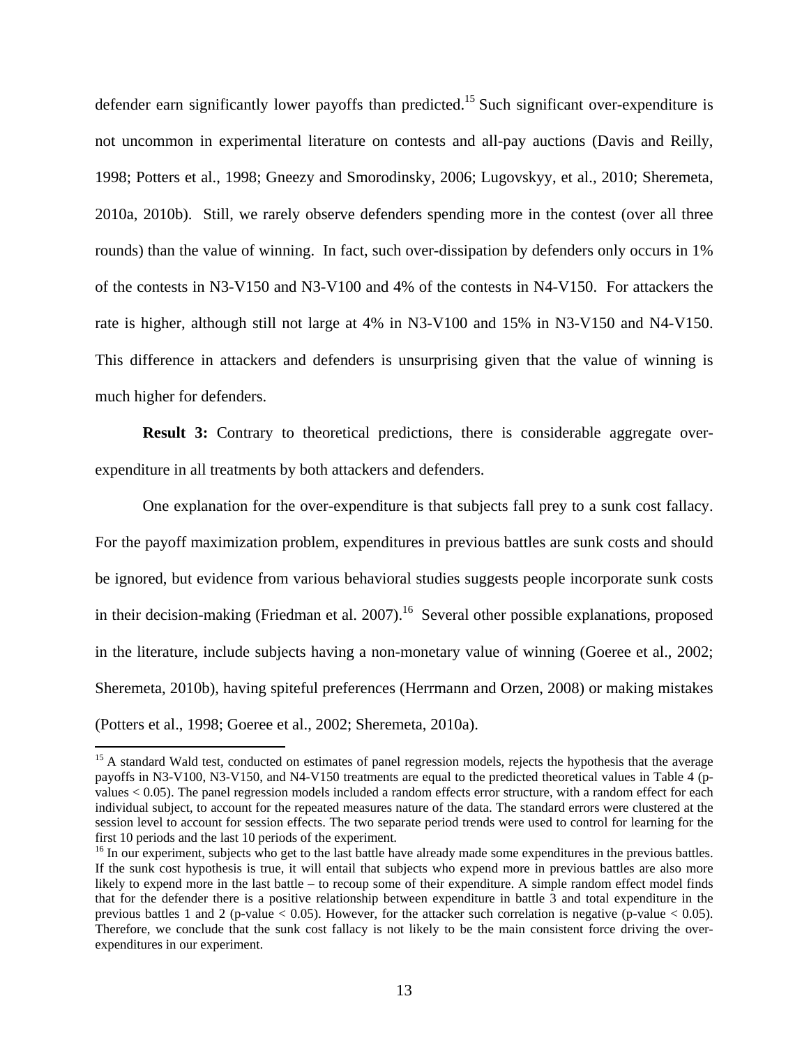defender earn significantly lower payoffs than predicted.[15] Such significant over-expenditure is not uncommon in experimental literature on contests and all-pay auctions (Davis and Reilly, 1998; Potters et al., 1998; Gneezy and Smorodinsky, 2006; Lugovskyy, et al., 2010; Sheremeta, 2010a, 2010b). Still, we rarely observe defenders spending more in the contest (over all three rounds) than the value of winning. In fact, such over-dissipation by defenders only occurs in 1% of the contests in N3-V150 and N3-V100 and 4% of the contests in N4-V150. For attackers the rate is higher, although still not large at 4% in N3-V100 and 15% in N3-V150 and N4-V150. This difference in attackers and defenders is unsurprising given that the value of winning is much higher for defenders.

**Result 3:** Contrary to theoretical predictions, there is considerable aggregate over-expenditure in all treatments by both attackers and defenders.

One explanation for the over-expenditure is that subjects fall prey to a sunk cost fallacy. For the payoff maximization problem, expenditures in previous battles are sunk costs and should be ignored, but evidence from various behavioral studies suggests people incorporate sunk costs in their decision-making (Friedman et al. 2007).[16] Several other possible explanations, proposed in the literature, include subjects having a non-monetary value of winning (Goeree et al., 2002; Sheremeta, 2010b), having spiteful preferences (Herrmann and Orzen, 2008) or making mistakes (Potters et al., 1998; Goeree et al., 2002; Sheremeta, 2010a).

---

[15] A standard Wald test, conducted on estimates of panel regression models, rejects the hypothesis that the average payoffs in N3-V100, N3-V150, and N4-V150 treatments are equal to the predicted theoretical values in Table 4 (p-values $< 0.05$). The panel regression models included a random effects error structure, with a random effect for each individual subject, to account for the repeated measures nature of the data. The standard errors were clustered at the session level to account for session effects. The two separate period trends were used to control for learning for the first 10 periods and the last 10 periods of the experiment.

[16] In our experiment, subjects who get to the last battle have already made some expenditures in the previous battles. If the sunk cost hypothesis is true, it will entail that subjects who expend more in previous battles are also more likely to expend more in the last battle – to recoup some of their expenditure. A simple random effect model finds that for the defender there is a positive relationship between expenditure in battle 3 and total expenditure in the previous battles 1 and 2 (p-value $< 0.05$). However, for the attacker such correlation is negative (p-value $< 0.05$). Therefore, we conclude that the sunk cost fallacy is not likely to be the main consistent force driving the over-expenditures in our experiment.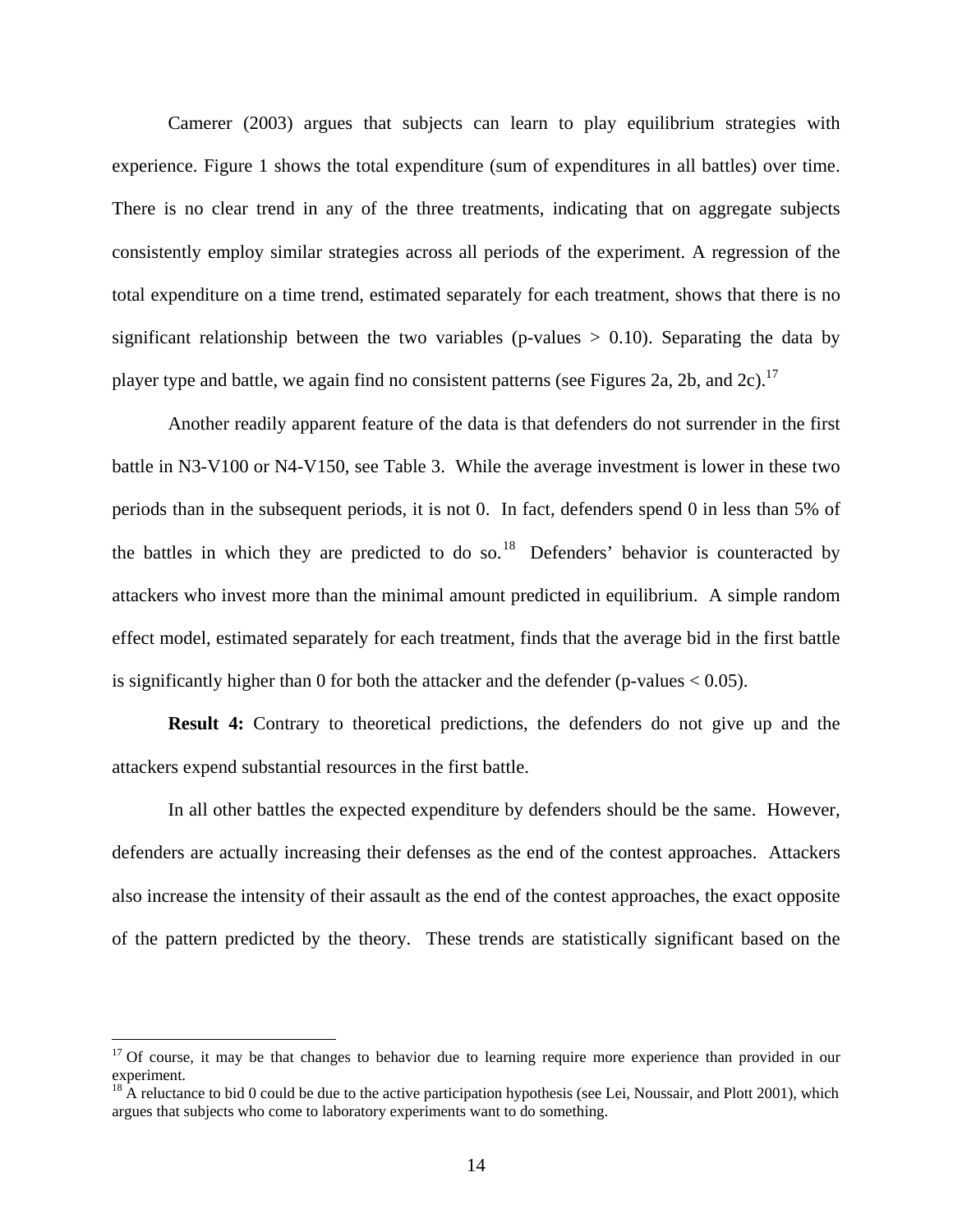Camerer (2003) argues that subjects can learn to play equilibrium strategies with experience. Figure 1 shows the total expenditure (sum of expenditures in all battles) over time. There is no clear trend in any of the three treatments, indicating that on aggregate subjects consistently employ similar strategies across all periods of the experiment. A regression of the total expenditure on a time trend, estimated separately for each treatment, shows that there is no significant relationship between the two variables (p-values > 0.10). Separating the data by player type and battle, we again find no consistent patterns (see Figures 2a, 2b, and 2c).[17]

Another readily apparent feature of the data is that defenders do not surrender in the first battle in N3-V100 or N4-V150, see Table 3. While the average investment is lower in these two periods than in the subsequent periods, it is not 0. In fact, defenders spend 0 in less than 5% of the battles in which they are predicted to do so.[18] Defenders' behavior is counteracted by attackers who invest more than the minimal amount predicted in equilibrium. A simple random effect model, estimated separately for each treatment, finds that the average bid in the first battle is significantly higher than 0 for both the attacker and the defender (p-values < 0.05).

**Result 4:** Contrary to theoretical predictions, the defenders do not give up and the attackers expend substantial resources in the first battle.

In all other battles the expected expenditure by defenders should be the same. However, defenders are actually increasing their defenses as the end of the contest approaches. Attackers also increase the intensity of their assault as the end of the contest approaches, the exact opposite of the pattern predicted by the theory. These trends are statistically significant based on the

---

[17] Of course, it may be that changes to behavior due to learning require more experience than provided in our experiment.

[18] A reluctance to bid 0 could be due to the active participation hypothesis (see Lei, Noussair, and Plott 2001), which argues that subjects who come to laboratory experiments want to do something.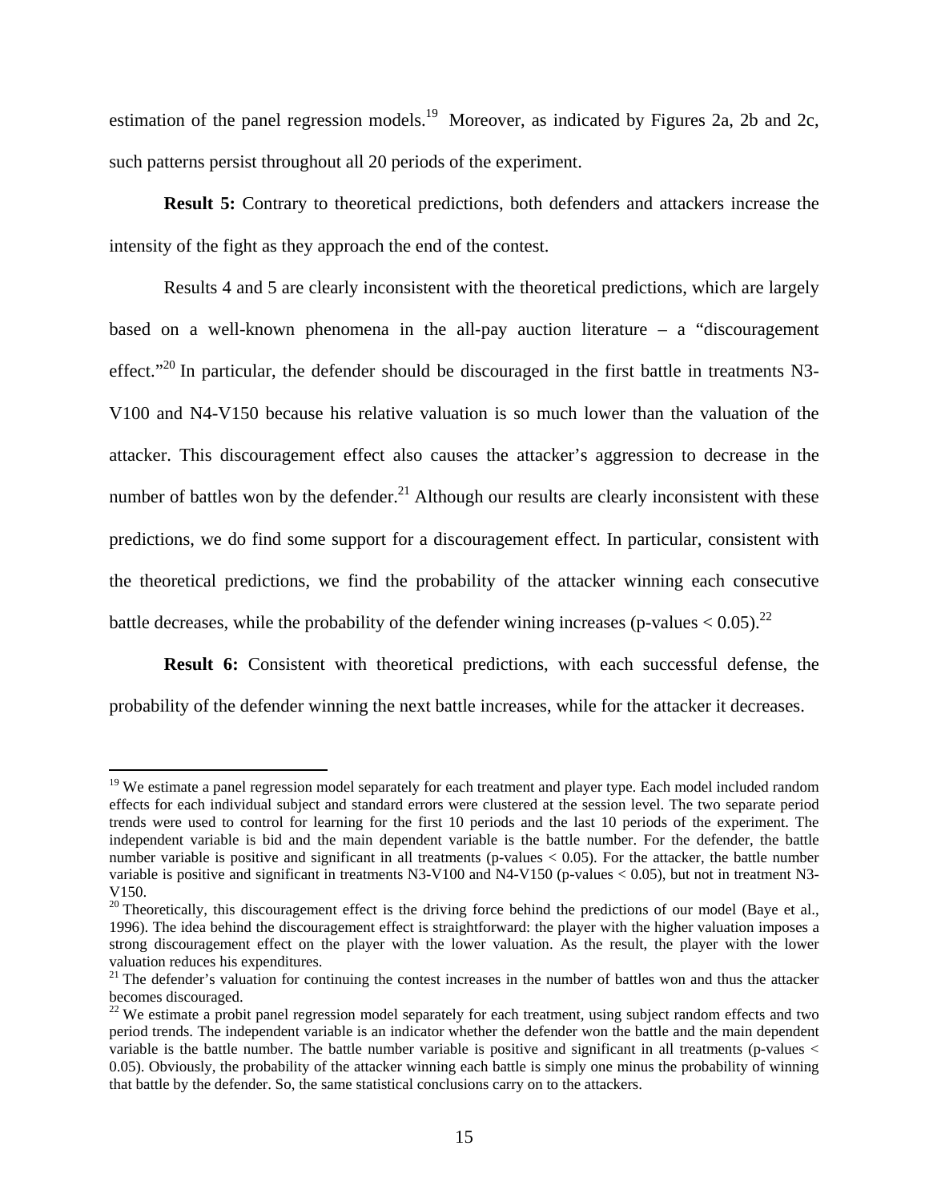estimation of the panel regression models.[19] Moreover, as indicated by Figures 2a, 2b and 2c, such patterns persist throughout all 20 periods of the experiment.

**Result 5:** Contrary to theoretical predictions, both defenders and attackers increase the intensity of the fight as they approach the end of the contest.

Results 4 and 5 are clearly inconsistent with the theoretical predictions, which are largely based on a well-known phenomena in the all-pay auction literature – a "discouragement effect."[20] In particular, the defender should be discouraged in the first battle in treatments N3-V100 and N4-V150 because his relative valuation is so much lower than the valuation of the attacker. This discouragement effect also causes the attacker's aggression to decrease in the number of battles won by the defender.[21] Although our results are clearly inconsistent with these predictions, we do find some support for a discouragement effect. In particular, consistent with the theoretical predictions, we find the probability of the attacker winning each consecutive battle decreases, while the probability of the defender wining increases (p-values $< 0.05$).[22]

**Result 6:** Consistent with theoretical predictions, with each successful defense, the probability of the defender winning the next battle increases, while for the attacker it decreases.

---

[19] We estimate a panel regression model separately for each treatment and player type. Each model included random effects for each individual subject and standard errors were clustered at the session level. The two separate period trends were used to control for learning for the first 10 periods and the last 10 periods of the experiment. The independent variable is bid and the main dependent variable is the battle number. For the defender, the battle number variable is positive and significant in all treatments (p-values $< 0.05$). For the attacker, the battle number variable is positive and significant in treatments N3-V100 and N4-V150 (p-values $< 0.05$), but not in treatment N3-V150.

[20] Theoretically, this discouragement effect is the driving force behind the predictions of our model (Baye et al., 1996). The idea behind the discouragement effect is straightforward: the player with the higher valuation imposes a strong discouragement effect on the player with the lower valuation. As the result, the player with the lower valuation reduces his expenditures.

[21] The defender's valuation for continuing the contest increases in the number of battles won and thus the attacker becomes discouraged.

[22] We estimate a probit panel regression model separately for each treatment, using subject random effects and two period trends. The independent variable is an indicator whether the defender won the battle and the main dependent variable is the battle number. The battle number variable is positive and significant in all treatments (p-values $<$ 0.05). Obviously, the probability of the attacker winning each battle is simply one minus the probability of winning that battle by the defender. So, the same statistical conclusions carry on to the attackers.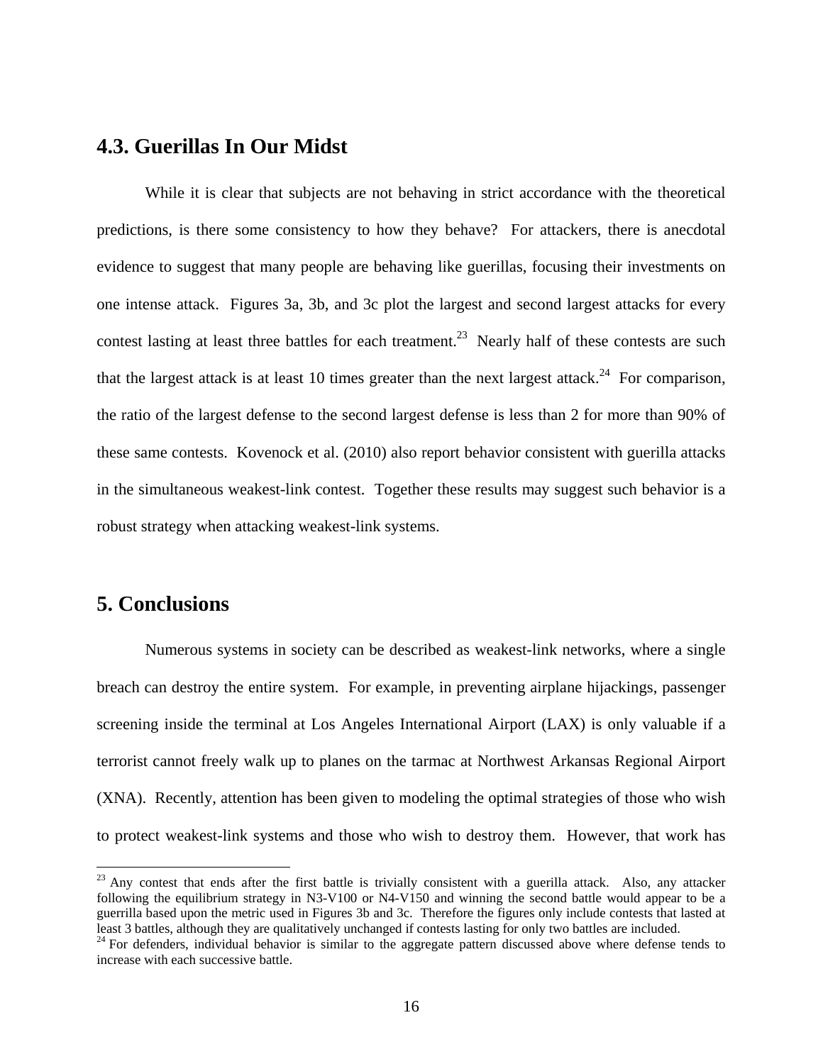## 4.3. Guerillas In Our Midst

While it is clear that subjects are not behaving in strict accordance with the theoretical predictions, is there some consistency to how they behave? For attackers, there is anecdotal evidence to suggest that many people are behaving like guerillas, focusing their investments on one intense attack. Figures 3a, 3b, and 3c plot the largest and second largest attacks for every contest lasting at least three battles for each treatment.[23] Nearly half of these contests are such that the largest attack is at least 10 times greater than the next largest attack.[24] For comparison, the ratio of the largest defense to the second largest defense is less than 2 for more than 90% of these same contests. Kovenock et al. (2010) also report behavior consistent with guerilla attacks in the simultaneous weakest-link contest. Together these results may suggest such behavior is a robust strategy when attacking weakest-link systems.

## 5. Conclusions

Numerous systems in society can be described as weakest-link networks, where a single breach can destroy the entire system. For example, in preventing airplane hijackings, passenger screening inside the terminal at Los Angeles International Airport (LAX) is only valuable if a terrorist cannot freely walk up to planes on the tarmac at Northwest Arkansas Regional Airport (XNA). Recently, attention has been given to modeling the optimal strategies of those who wish to protect weakest-link systems and those who wish to destroy them. However, that work has

---

[23] Any contest that ends after the first battle is trivially consistent with a guerilla attack. Also, any attacker following the equilibrium strategy in N3-V100 or N4-V150 and winning the second battle would appear to be a guerrilla based upon the metric used in Figures 3b and 3c. Therefore the figures only include contests that lasted at least 3 battles, although they are qualitatively unchanged if contests lasting for only two battles are included.

[24] For defenders, individual behavior is similar to the aggregate pattern discussed above where defense tends to increase with each successive battle.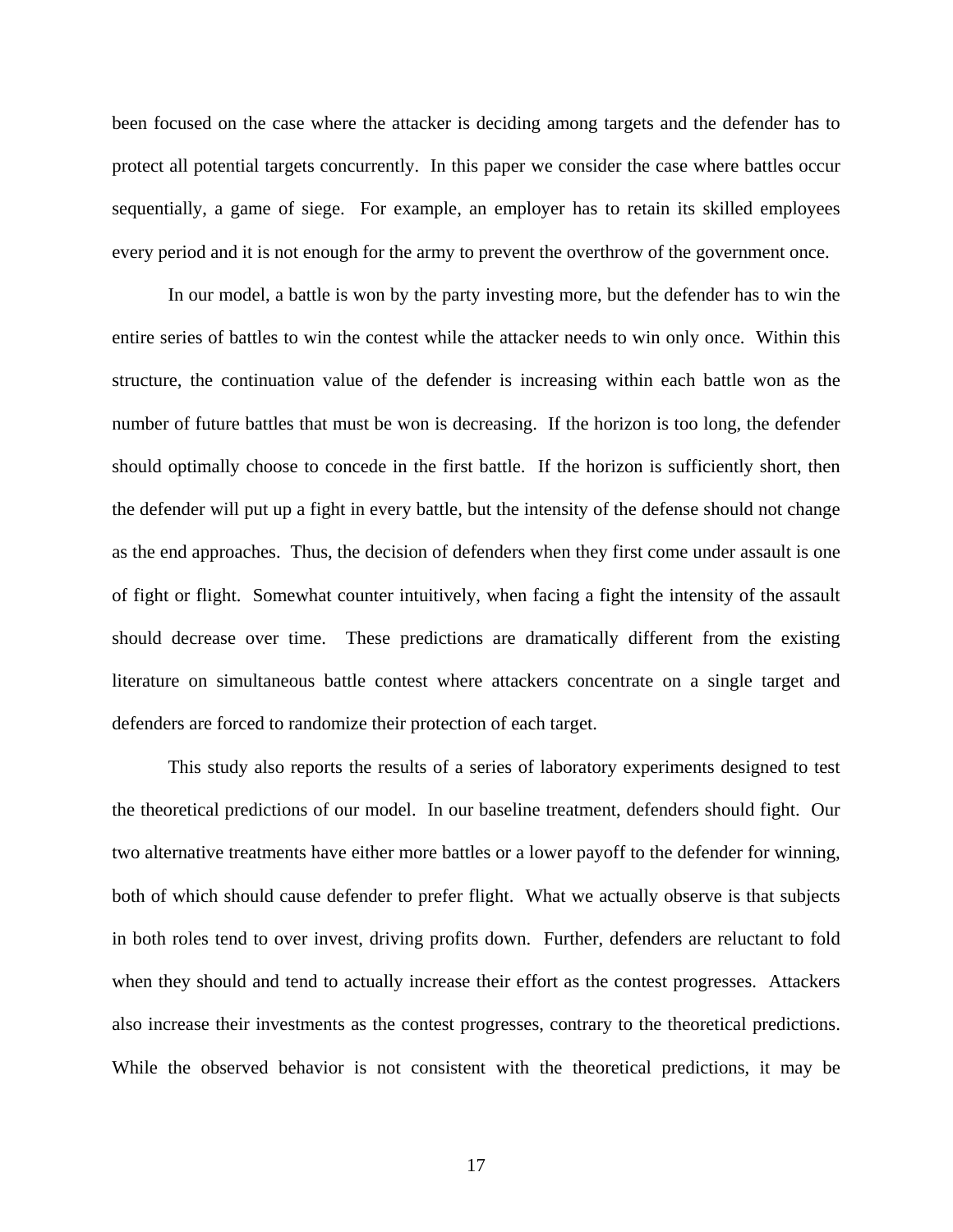been focused on the case where the attacker is deciding among targets and the defender has to protect all potential targets concurrently. In this paper we consider the case where battles occur sequentially, a game of siege. For example, an employer has to retain its skilled employees every period and it is not enough for the army to prevent the overthrow of the government once.

In our model, a battle is won by the party investing more, but the defender has to win the entire series of battles to win the contest while the attacker needs to win only once. Within this structure, the continuation value of the defender is increasing within each battle won as the number of future battles that must be won is decreasing. If the horizon is too long, the defender should optimally choose to concede in the first battle. If the horizon is sufficiently short, then the defender will put up a fight in every battle, but the intensity of the defense should not change as the end approaches. Thus, the decision of defenders when they first come under assault is one of fight or flight. Somewhat counter intuitively, when facing a fight the intensity of the assault should decrease over time. These predictions are dramatically different from the existing literature on simultaneous battle contest where attackers concentrate on a single target and defenders are forced to randomize their protection of each target.

This study also reports the results of a series of laboratory experiments designed to test the theoretical predictions of our model. In our baseline treatment, defenders should fight. Our two alternative treatments have either more battles or a lower payoff to the defender for winning, both of which should cause defender to prefer flight. What we actually observe is that subjects in both roles tend to over invest, driving profits down. Further, defenders are reluctant to fold when they should and tend to actually increase their effort as the contest progresses. Attackers also increase their investments as the contest progresses, contrary to the theoretical predictions. While the observed behavior is not consistent with the theoretical predictions, it may be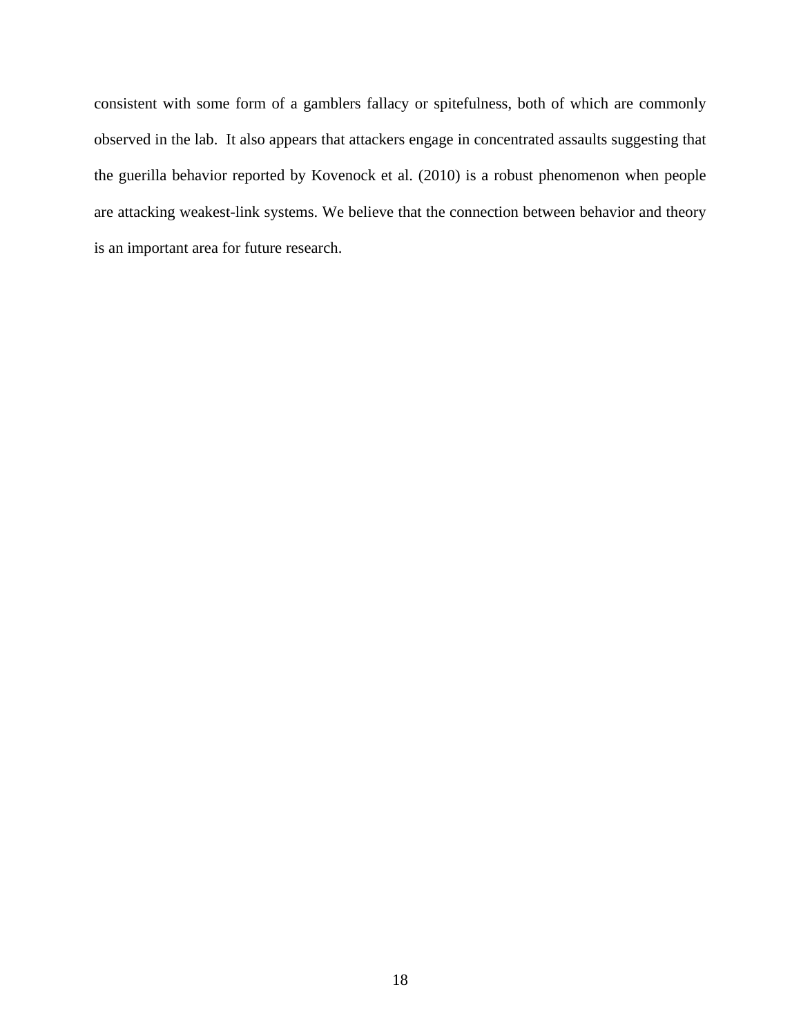consistent with some form of a gamblers fallacy or spitefulness, both of which are commonly observed in the lab. It also appears that attackers engage in concentrated assaults suggesting that the guerilla behavior reported by Kovenock et al. (2010) is a robust phenomenon when people are attacking weakest-link systems. We believe that the connection between behavior and theory is an important area for future research.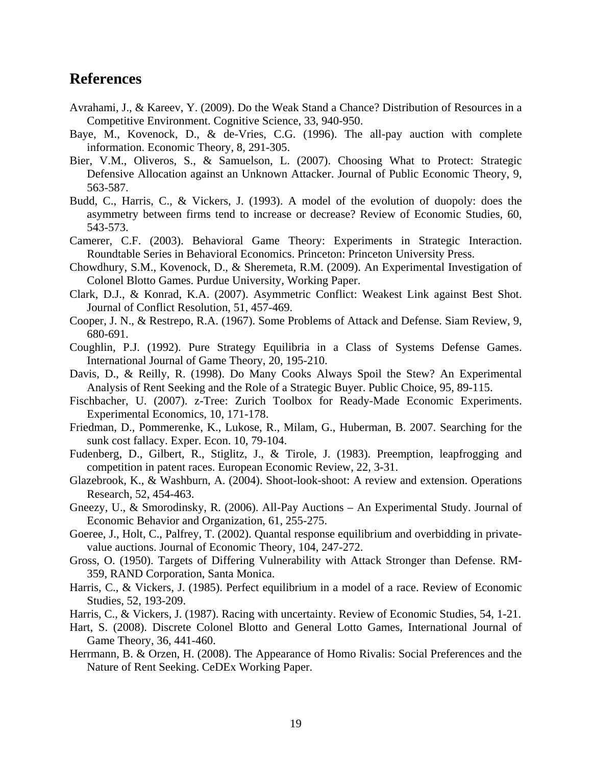## References

Avrahami, J., & Kareev, Y. (2009). Do the Weak Stand a Chance? Distribution of Resources in a Competitive Environment. Cognitive Science, 33, 940-950.

Baye, M., Kovenock, D., & de-Vries, C.G. (1996). The all-pay auction with complete information. Economic Theory, 8, 291-305.

Bier, V.M., Oliveros, S., & Samuelson, L. (2007). Choosing What to Protect: Strategic Defensive Allocation against an Unknown Attacker. Journal of Public Economic Theory, 9, 563-587.

Budd, C., Harris, C., & Vickers, J. (1993). A model of the evolution of duopoly: does the asymmetry between firms tend to increase or decrease? Review of Economic Studies, 60, 543-573.

Camerer, C.F. (2003). Behavioral Game Theory: Experiments in Strategic Interaction. Roundtable Series in Behavioral Economics. Princeton: Princeton University Press.

Chowdhury, S.M., Kovenock, D., & Sheremeta, R.M. (2009). An Experimental Investigation of Colonel Blotto Games. Purdue University, Working Paper.

Clark, D.J., & Konrad, K.A. (2007). Asymmetric Conflict: Weakest Link against Best Shot. Journal of Conflict Resolution, 51, 457-469.

Cooper, J. N., & Restrepo, R.A. (1967). Some Problems of Attack and Defense. Siam Review, 9, 680-691.

Coughlin, P.J. (1992). Pure Strategy Equilibria in a Class of Systems Defense Games. International Journal of Game Theory, 20, 195-210.

Davis, D., & Reilly, R. (1998). Do Many Cooks Always Spoil the Stew? An Experimental Analysis of Rent Seeking and the Role of a Strategic Buyer. Public Choice, 95, 89-115.

Fischbacher, U. (2007). z-Tree: Zurich Toolbox for Ready-Made Economic Experiments. Experimental Economics, 10, 171-178.

Friedman, D., Pommerenke, K., Lukose, R., Milam, G., Huberman, B. 2007. Searching for the sunk cost fallacy. Exper. Econ. 10, 79-104.

Fudenberg, D., Gilbert, R., Stiglitz, J., & Tirole, J. (1983). Preemption, leapfrogging and competition in patent races. European Economic Review, 22, 3-31.

Glazebrook, K., & Washburn, A. (2004). Shoot-look-shoot: A review and extension. Operations Research, 52, 454-463.

Gneezy, U., & Smorodinsky, R. (2006). All-Pay Auctions – An Experimental Study. Journal of Economic Behavior and Organization, 61, 255-275.

Goeree, J., Holt, C., Palfrey, T. (2002). Quantal response equilibrium and overbidding in private-value auctions. Journal of Economic Theory, 104, 247-272.

Gross, O. (1950). Targets of Differing Vulnerability with Attack Stronger than Defense. RM-359, RAND Corporation, Santa Monica.

Harris, C., & Vickers, J. (1985). Perfect equilibrium in a model of a race. Review of Economic Studies, 52, 193-209.

Harris, C., & Vickers, J. (1987). Racing with uncertainty. Review of Economic Studies, 54, 1-21.

Hart, S. (2008). Discrete Colonel Blotto and General Lotto Games, International Journal of Game Theory, 36, 441-460.

Herrmann, B. & Orzen, H. (2008). The Appearance of Homo Rivalis: Social Preferences and the Nature of Rent Seeking. CeDEx Working Paper.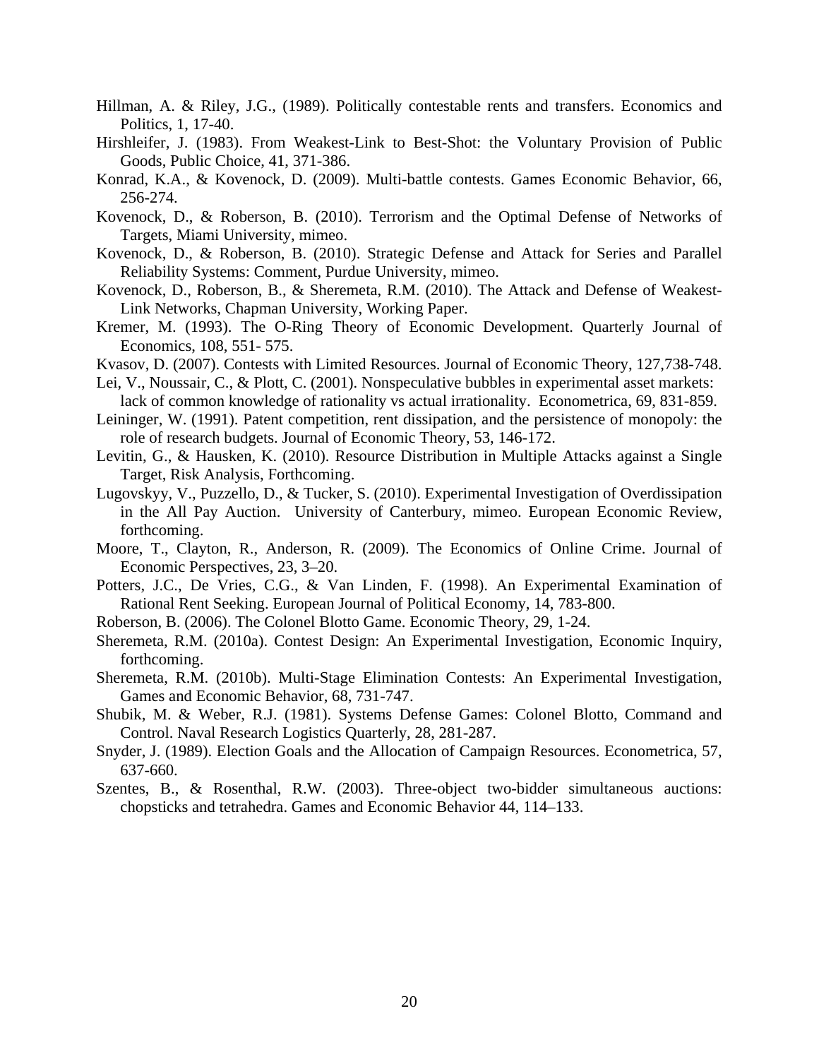Hillman, A. & Riley, J.G., (1989). Politically contestable rents and transfers. Economics and Politics, 1, 17-40.

Hirshleifer, J. (1983). From Weakest-Link to Best-Shot: the Voluntary Provision of Public Goods, Public Choice, 41, 371-386.

Konrad, K.A., & Kovenock, D. (2009). Multi-battle contests. Games Economic Behavior, 66, 256-274.

Kovenock, D., & Roberson, B. (2010). Terrorism and the Optimal Defense of Networks of Targets, Miami University, mimeo.

Kovenock, D., & Roberson, B. (2010). Strategic Defense and Attack for Series and Parallel Reliability Systems: Comment, Purdue University, mimeo.

Kovenock, D., Roberson, B., & Sheremeta, R.M. (2010). The Attack and Defense of Weakest-Link Networks, Chapman University, Working Paper.

Kremer, M. (1993). The O-Ring Theory of Economic Development. Quarterly Journal of Economics, 108, 551- 575.

Kvasov, D. (2007). Contests with Limited Resources. Journal of Economic Theory, 127,738-748.

Lei, V., Noussair, C., & Plott, C. (2001). Nonspeculative bubbles in experimental asset markets: lack of common knowledge of rationality vs actual irrationality. Econometrica, 69, 831-859.

Leininger, W. (1991). Patent competition, rent dissipation, and the persistence of monopoly: the role of research budgets. Journal of Economic Theory, 53, 146-172.

Levitin, G., & Hausken, K. (2010). Resource Distribution in Multiple Attacks against a Single Target, Risk Analysis, Forthcoming.

Lugovskyy, V., Puzzello, D., & Tucker, S. (2010). Experimental Investigation of Overdissipation in the All Pay Auction. University of Canterbury, mimeo. European Economic Review, forthcoming.

Moore, T., Clayton, R., Anderson, R. (2009). The Economics of Online Crime. Journal of Economic Perspectives, 23, 3–20.

Potters, J.C., De Vries, C.G., & Van Linden, F. (1998). An Experimental Examination of Rational Rent Seeking. European Journal of Political Economy, 14, 783-800.

Roberson, B. (2006). The Colonel Blotto Game. Economic Theory, 29, 1-24.

Sheremeta, R.M. (2010a). Contest Design: An Experimental Investigation, Economic Inquiry, forthcoming.

Sheremeta, R.M. (2010b). Multi-Stage Elimination Contests: An Experimental Investigation, Games and Economic Behavior, 68, 731-747.

Shubik, M. & Weber, R.J. (1981). Systems Defense Games: Colonel Blotto, Command and Control. Naval Research Logistics Quarterly, 28, 281-287.

Snyder, J. (1989). Election Goals and the Allocation of Campaign Resources. Econometrica, 57, 637-660.

Szentes, B., & Rosenthal, R.W. (2003). Three-object two-bidder simultaneous auctions: chopsticks and tetrahedra. Games and Economic Behavior 44, 114–133.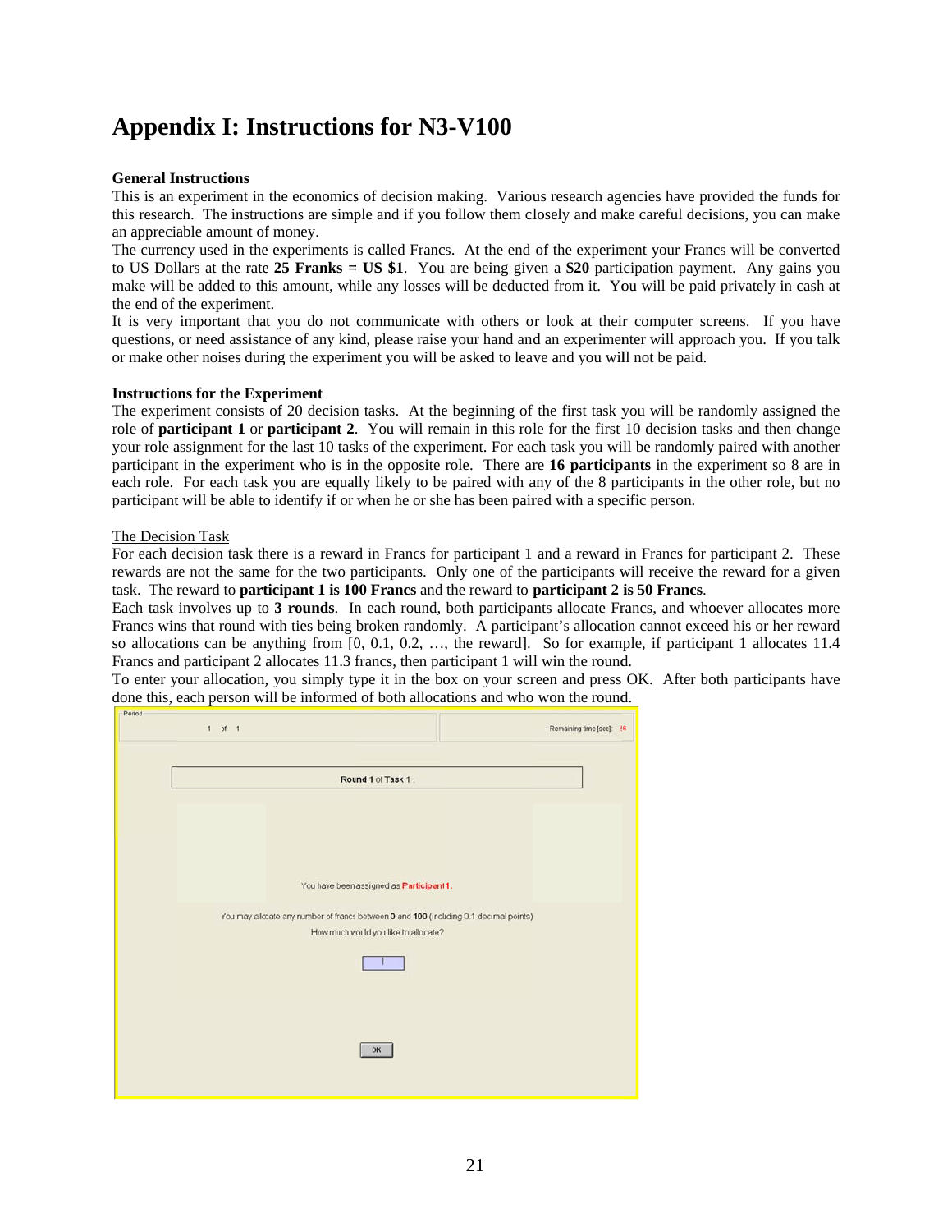// Appendix I: Instructions for N3-V100

# Appendix I: Instructions for N3-V100

**General Instructions**

This is an experiment in the economics of decision making. Various research agencies have provided the funds for this research. The instructions are simple and if you follow them closely and make careful decisions, you can make an appreciable amount of money.

The currency used in the experiments is called Francs. At the end of the experiment your Francs will be converted to US Dollars at the rate **25 Franks = US $1**. You are being given a **$20** participation payment. Any gains you make will be added to this amount, while any losses will be deducted from it. You will be paid privately in cash at the end of the experiment.

It is very important that you do not communicate with others or look at their computer screens. If you have questions, or need assistance of any kind, please raise your hand and an experimenter will approach you. If you talk or make other noises during the experiment you will be asked to leave and you will not be paid.

**Instructions for the Experiment**

The experiment consists of 20 decision tasks. At the beginning of the first task you will be randomly assigned the role of **participant 1** or **participant 2**. You will remain in this role for the first 10 decision tasks and then change your role assignment for the last 10 tasks of the experiment. For each task you will be randomly paired with another participant in the experiment who is in the opposite role. There are **16 participants** in the experiment so 8 are in each role. For each task you are equally likely to be paired with any of the 8 participants in the other role, but no participant will be able to identify if or when he or she has been paired with a specific person.

The Decision Task

For each decision task there is a reward in Francs for participant 1 and a reward in Francs for participant 2. These rewards are not the same for the two participants. Only one of the participants will receive the reward for a given task. The reward to **participant 1 is 100 Francs** and the reward to **participant 2 is 50 Francs**.

Each task involves up to **3 rounds**. In each round, both participants allocate Francs, and whoever allocates more Francs wins that round with ties being broken randomly. A participant's allocation cannot exceed his or her reward so allocations can be anything from [0, 0.1, 0.2, …, the reward]. So for example, if participant 1 allocates 11.4 Francs and participant 2 allocates 11.3 francs, then participant 1 will win the round.

To enter your allocation, you simply type it in the box on your screen and press OK. After both participants have done this, each person will be informed of both allocations and who won the round.

Period

1 of 1

Remaining time [sec]: 16

Round 1 of Task 1

You have been assigned as Participant 1.

You may allocate any number of francs between 0 and 100 (including 0.1 decimal points)

How much would you like to allocate?

OK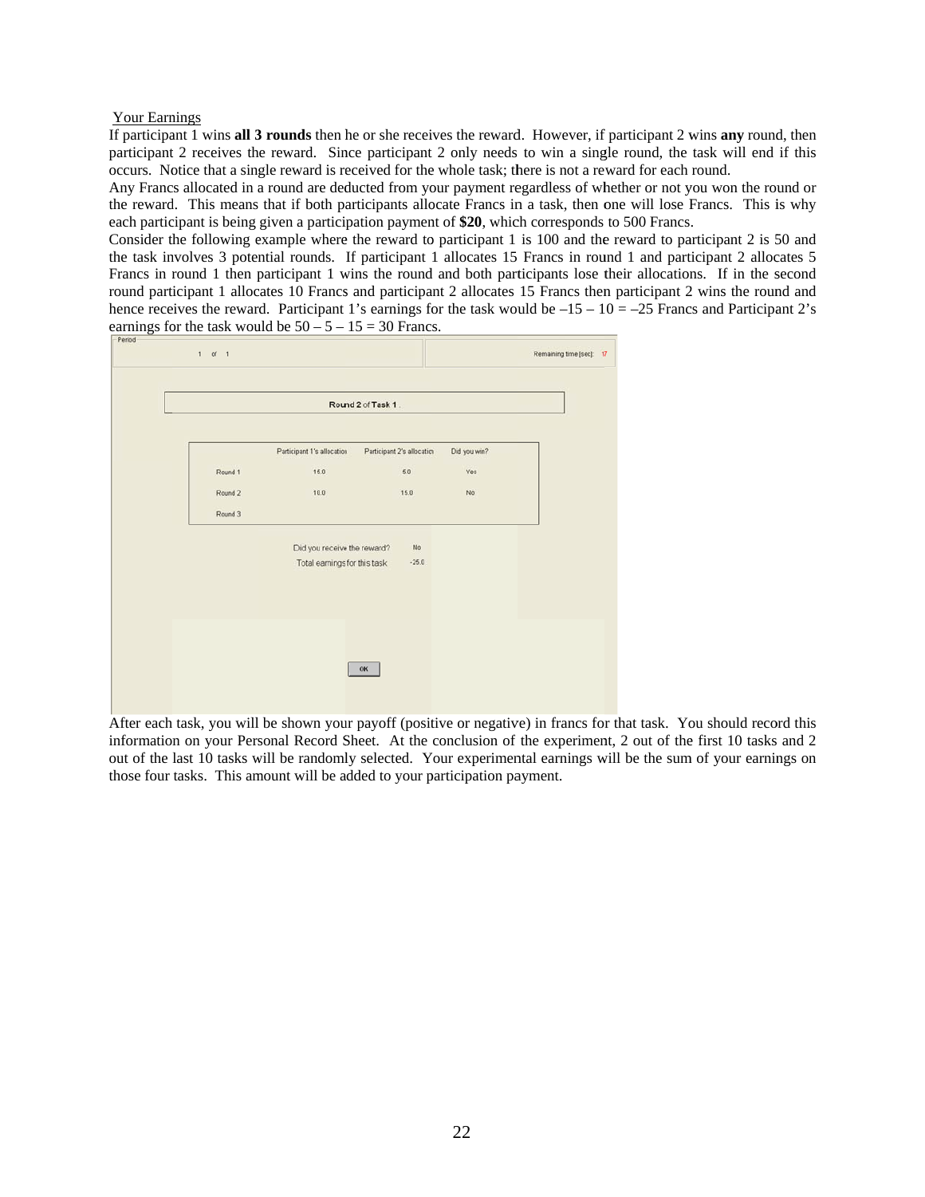Your Earnings

If participant 1 wins **all 3 rounds** then he or she receives the reward. However, if participant 2 wins **any** round, then participant 2 receives the reward. Since participant 2 only needs to win a single round, the task will end if this occurs. Notice that a single reward is received for the whole task; there is not a reward for each round.

Any Francs allocated in a round are deducted from your payment regardless of whether or not you won the round or the reward. This means that if both participants allocate Francs in a task, then one will lose Francs. This is why each participant is being given a participation payment of **$20**, which corresponds to 500 Francs.

Consider the following example where the reward to participant 1 is 100 and the reward to participant 2 is 50 and the task involves 3 potential rounds. If participant 1 allocates 15 Francs in round 1 and participant 2 allocates 5 Francs in round 1 then participant 1 wins the round and both participants lose their allocations. If in the second round participant 1 allocates 10 Francs and participant 2 allocates 15 Francs then participant 2 wins the round and hence receives the reward. Participant 1's earnings for the task would be –15 – 10 = –25 Francs and Participant 2's earnings for the task would be 50 – 5 – 15 = 30 Francs.

Period

1 of 1

Remaining time [sec]: 17

Round 2 of Task 1

| | Participant 1's allocation | Participant 2's allocation | Did you win? |
|---|---|---|---|
| Round 1 | 15.0 | 5.0 | Yes |
| Round 2 | 10.0 | 15.0 | No |
| Round 3 | | | |

Did you receive the reward? No

Total earnings for this task -25.0

OK

After each task, you will be shown your payoff (positive or negative) in francs for that task. You should record this information on your Personal Record Sheet. At the conclusion of the experiment, 2 out of the first 10 tasks and 2 out of the last 10 tasks will be randomly selected. Your experimental earnings will be the sum of your earnings on those four tasks. This amount will be added to your participation payment.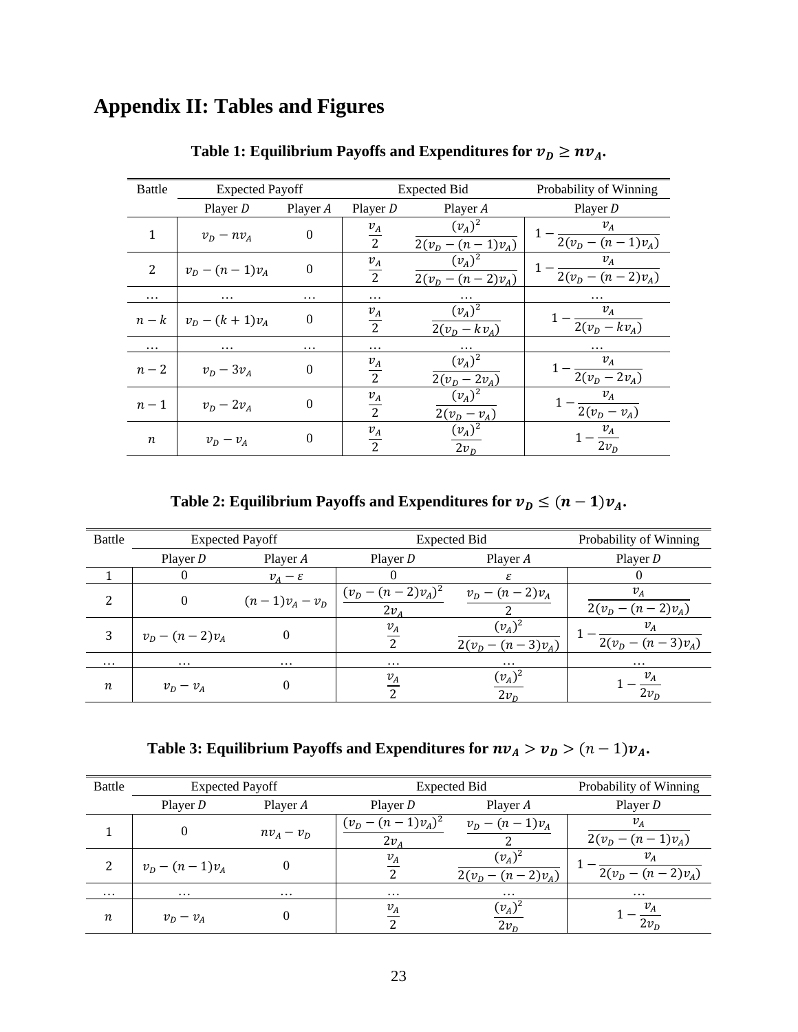# Appendix II: Tables and Figures

**Table 1: Equilibrium Payoffs and Expenditures for $v_D \geq nv_A$.**

| Battle | Expected Payoff | | Expected Bid | | Probability of Winning |
|---|---|---|---|---|---|
| | Player *D* | Player *A* | Player *D* | Player *A* | Player *D* |
| 1 | $v_D - nv_A$ | 0 | $\frac{v_A}{2}$ | $\frac{(v_A)^2}{2(v_D - (n-1)v_A)}$ | $1 - \frac{v_A}{2(v_D - (n-1)v_A)}$ |
| 2 | $v_D - (n-1)v_A$ | 0 | $\frac{v_A}{2}$ | $\frac{(v_A)^2}{2(v_D - (n-2)v_A)}$ | $1 - \frac{v_A}{2(v_D - (n-2)v_A)}$ |
| … | … | … | … | … | … |
| $n-k$ | $v_D - (k+1)v_A$ | 0 | $\frac{v_A}{2}$ | $\frac{(v_A)^2}{2(v_D - kv_A)}$ | $1 - \frac{v_A}{2(v_D - kv_A)}$ |
| … | … | … | … | … | … |
| $n-2$ | $v_D - 3v_A$ | 0 | $\frac{v_A}{2}$ | $\frac{(v_A)^2}{2(v_D - 2v_A)}$ | $1 - \frac{v_A}{2(v_D - 2v_A)}$ |
| $n-1$ | $v_D - 2v_A$ | 0 | $\frac{v_A}{2}$ | $\frac{(v_A)^2}{2(v_D - v_A)}$ | $1 - \frac{v_A}{2(v_D - v_A)}$ |
| $n$ | $v_D - v_A$ | 0 | $\frac{v_A}{2}$ | $\frac{(v_A)^2}{2v_D}$ | $1 - \frac{v_A}{2v_D}$ |

**Table 2: Equilibrium Payoffs and Expenditures for $v_D \leq (n-1)v_A$.**

| Battle | Expected Payoff | | Expected Bid | | Probability of Winning |
|---|---|---|---|---|---|
| | Player *D* | Player *A* | Player *D* | Player *A* | Player *D* |
| 1 | 0 | $v_A - \varepsilon$ | 0 | $\varepsilon$ | 0 |
| 2 | 0 | $(n-1)v_A - v_D$ | $\frac{(v_D - (n-2)v_A)^2}{2v_A}$ | $\frac{v_D - (n-2)v_A}{2}$ | $\frac{v_A}{2(v_D - (n-2)v_A)}$ |
| 3 | $v_D - (n-2)v_A$ | 0 | $\frac{v_A}{2}$ | $\frac{(v_A)^2}{2(v_D - (n-3)v_A)}$ | $1 - \frac{v_A}{2(v_D - (n-3)v_A)}$ |
| … | … | … | … | … | … |
| $n$ | $v_D - v_A$ | 0 | $\frac{v_A}{2}$ | $\frac{(v_A)^2}{2v_D}$ | $1 - \frac{v_A}{2v_D}$ |

**Table 3: Equilibrium Payoffs and Expenditures for $nv_A > v_D > (n-1)v_A$.**

| Battle | Expected Payoff | | Expected Bid | | Probability of Winning |
|---|---|---|---|---|---|
| | Player *D* | Player *A* | Player *D* | Player *A* | Player *D* |
| 1 | 0 | $nv_A - v_D$ | $\frac{(v_D - (n-1)v_A)^2}{2v_A}$ | $\frac{v_D - (n-1)v_A}{2}$ | $\frac{v_A}{2(v_D - (n-1)v_A)}$ |
| 2 | $v_D - (n-1)v_A$ | 0 | $\frac{v_A}{2}$ | $\frac{(v_A)^2}{2(v_D - (n-2)v_A)}$ | $1 - \frac{v_A}{2(v_D - (n-2)v_A)}$ |
| … | … | … | … | … | … |
| $n$ | $v_D - v_A$ | 0 | $\frac{v_A}{2}$ | $\frac{(v_A)^2}{2v_D}$ | $1 - \frac{v_A}{2v_D}$ |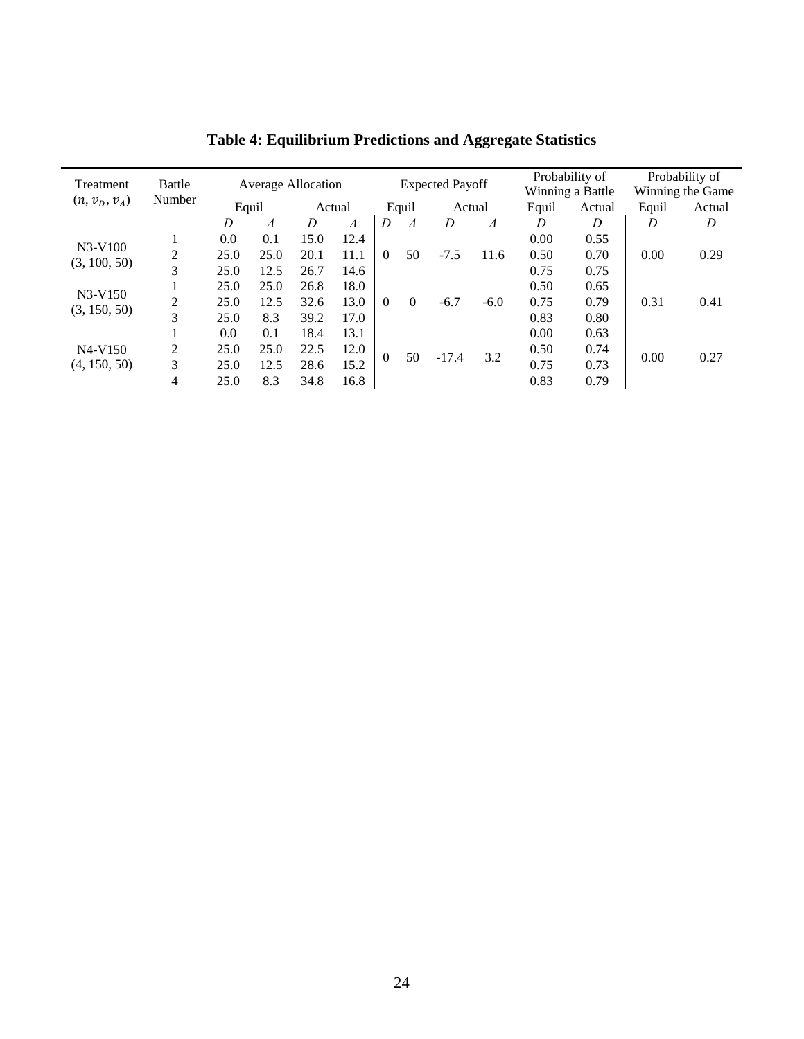**Table 4: Equilibrium Predictions and Aggregate Statistics**

| Treatment $(n, v_D, v_A)$ | Battle Number | Average Allocation | | | | Expected Payoff | | | | Probability of Winning a Battle | | Probability of Winning the Game | |
|---|---|---|---|---|---|---|---|---|---|---|---|---|---|
| | | Equil | | Actual | | Equil | | Actual | | Equil | Actual | Equil | Actual |
| | | *D* | *A* | *D* | *A* | *D* | *A* | *D* | *A* | *D* | *D* | *D* | *D* |
| N3-V100 (3, 100, 50) | 1 | 0.0 | 0.1 | 15.0 | 12.4 | 0 | 50 | -7.5 | 11.6 | 0.00 | 0.55 | 0.00 | 0.29 |
| | 2 | 25.0 | 25.0 | 20.1 | 11.1 | | | | | 0.50 | 0.70 | | |
| | 3 | 25.0 | 12.5 | 26.7 | 14.6 | | | | | 0.75 | 0.75 | | |
| N3-V150 (3, 150, 50) | 1 | 25.0 | 25.0 | 26.8 | 18.0 | 0 | 0 | -6.7 | -6.0 | 0.50 | 0.65 | 0.31 | 0.41 |
| | 2 | 25.0 | 12.5 | 32.6 | 13.0 | | | | | 0.75 | 0.79 | | |
| | 3 | 25.0 | 8.3 | 39.2 | 17.0 | | | | | 0.83 | 0.80 | | |
| N4-V150 (4, 150, 50) | 1 | 0.0 | 0.1 | 18.4 | 13.1 | 0 | 50 | -17.4 | 3.2 | 0.00 | 0.63 | 0.00 | 0.27 |
| | 2 | 25.0 | 25.0 | 22.5 | 12.0 | | | | | 0.50 | 0.74 | | |
| | 3 | 25.0 | 12.5 | 28.6 | 15.2 | | | | | 0.75 | 0.73 | | |
| | 4 | 25.0 | 8.3 | 34.8 | 16.8 | | | | | 0.83 | 0.79 | | |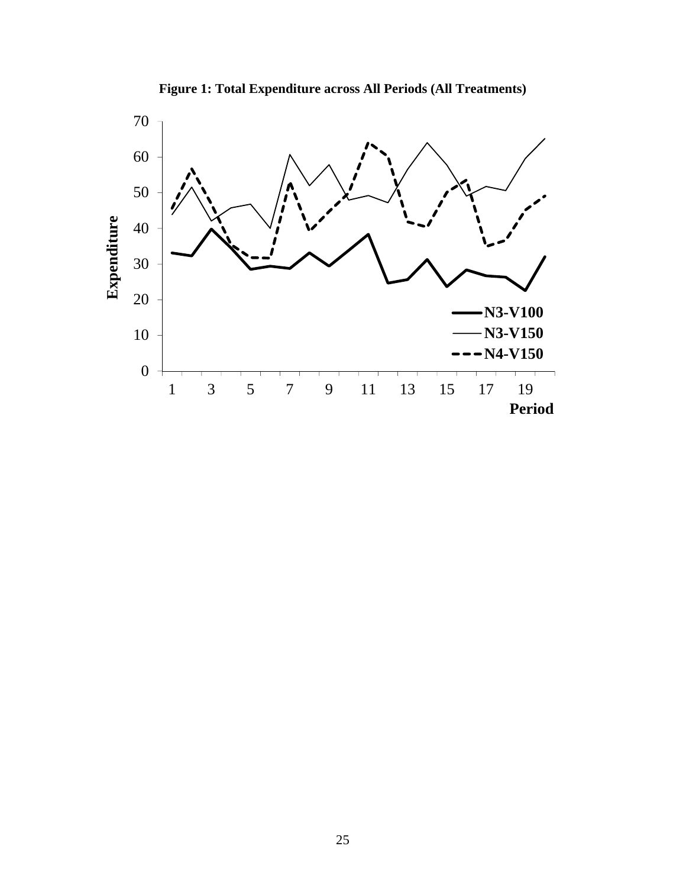**Figure 1: Total Expenditure across All Periods (All Treatments)**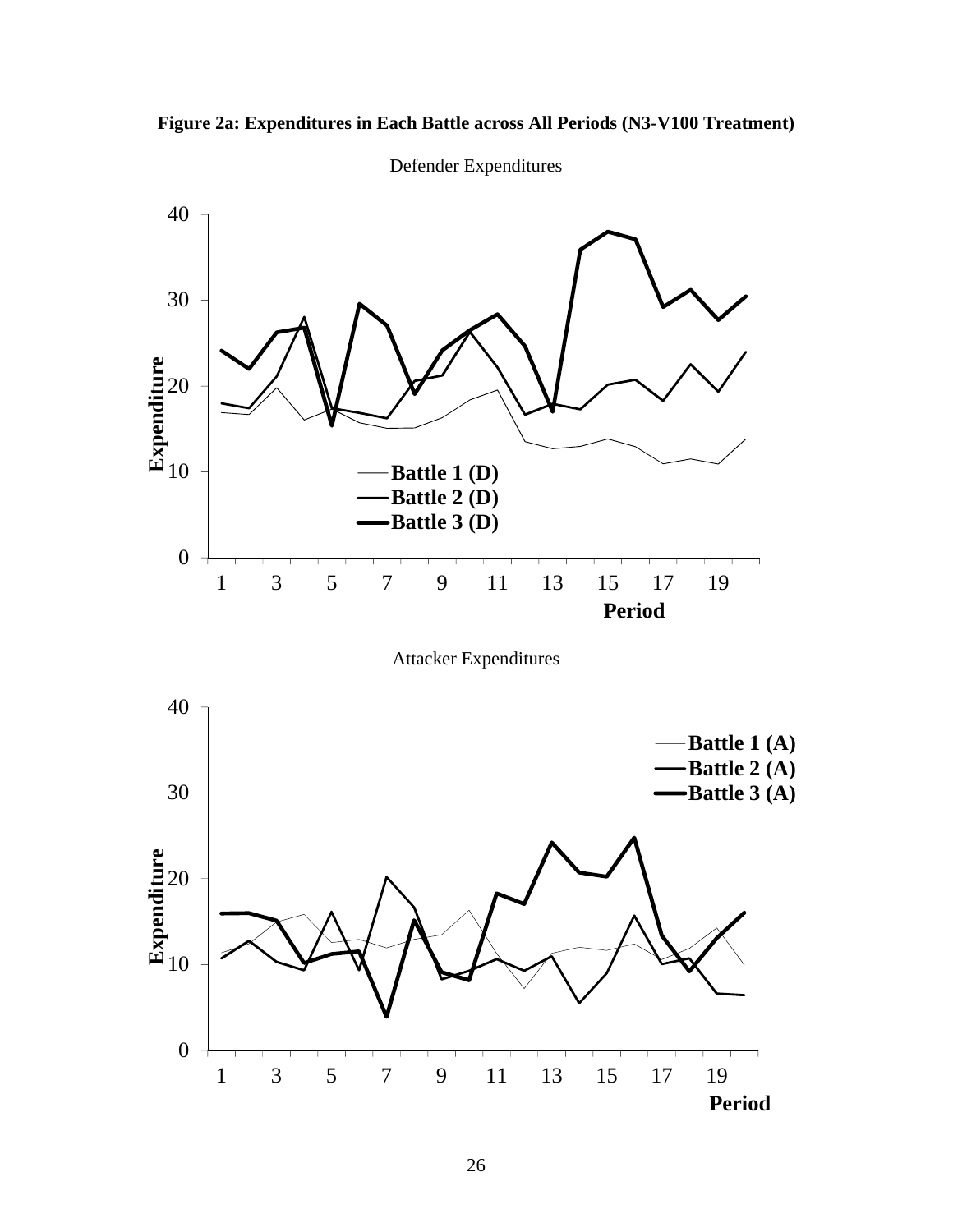**Figure 2a: Expenditures in Each Battle across All Periods (N3-V100 Treatment)**

Defender Expenditures

Attacker Expenditures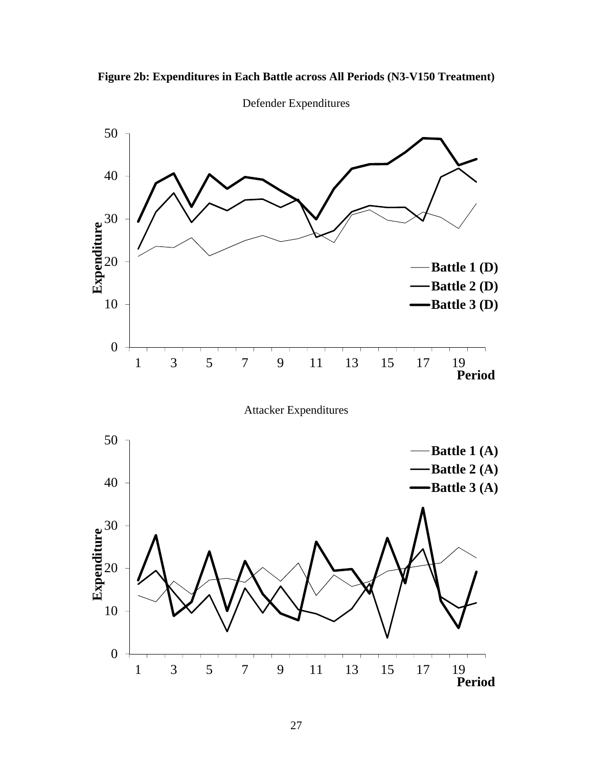**Figure 2b: Expenditures in Each Battle across All Periods (N3-V150 Treatment)**

Defender Expenditures

Attacker Expenditures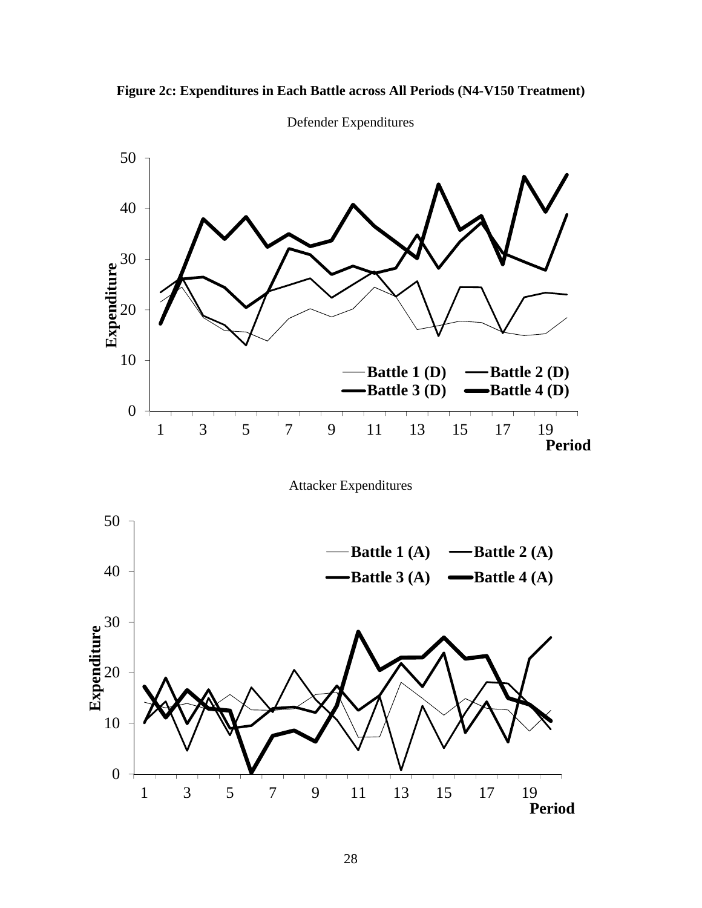**Figure 2c: Expenditures in Each Battle across All Periods (N4-V150 Treatment)**

Defender Expenditures

Attacker Expenditures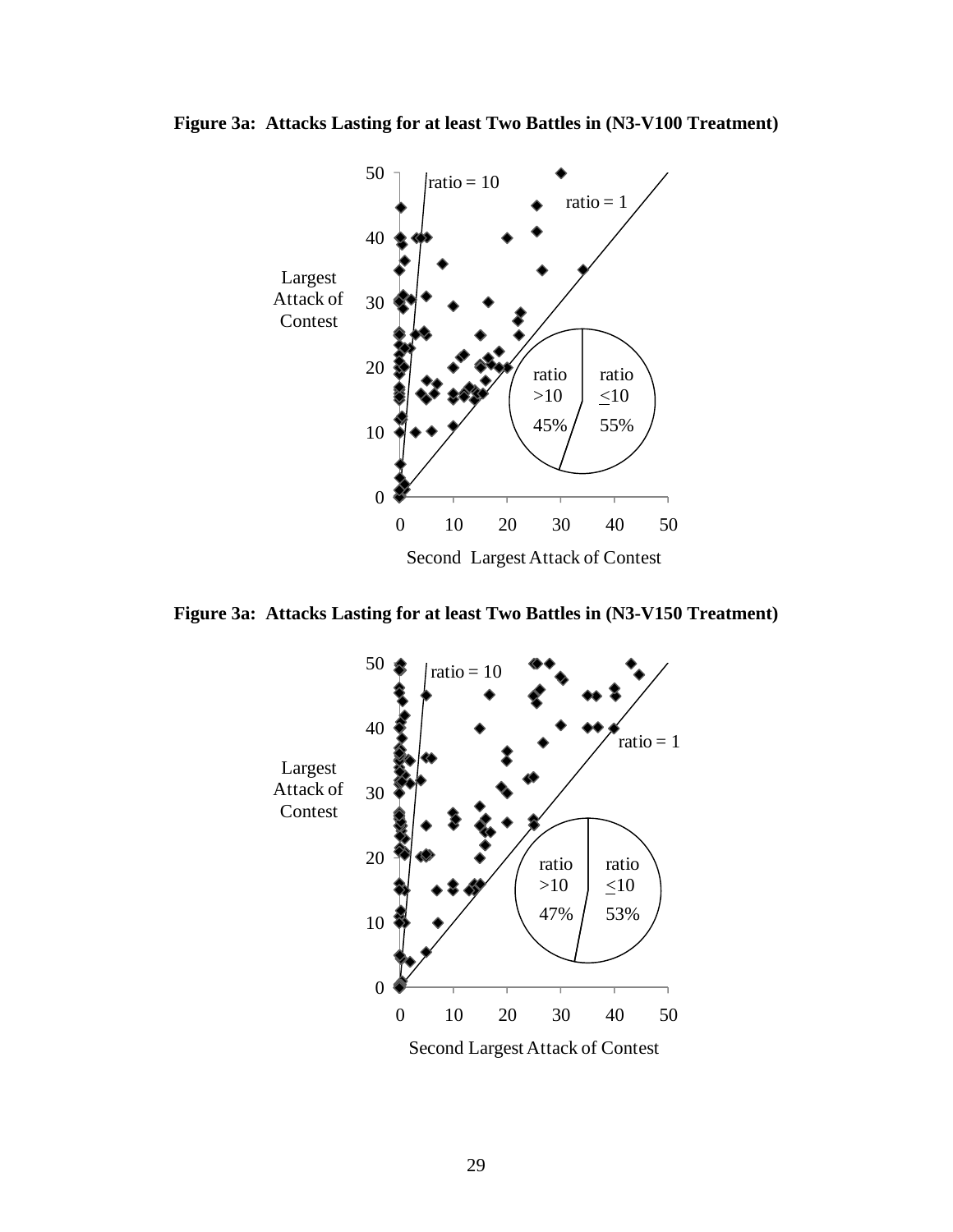**Figure 3a: Attacks Lasting for at least Two Battles in (N3-V100 Treatment)**

Largest Attack of Contest

ratio = 10

ratio = 1

ratio >10 45%

ratio ≤10 55%

Second Largest Attack of Contest

**Figure 3a: Attacks Lasting for at least Two Battles in (N3-V150 Treatment)**

Largest Attack of Contest

ratio = 10

ratio = 1

ratio >10 47%

ratio ≤10 53%

Second Largest Attack of Contest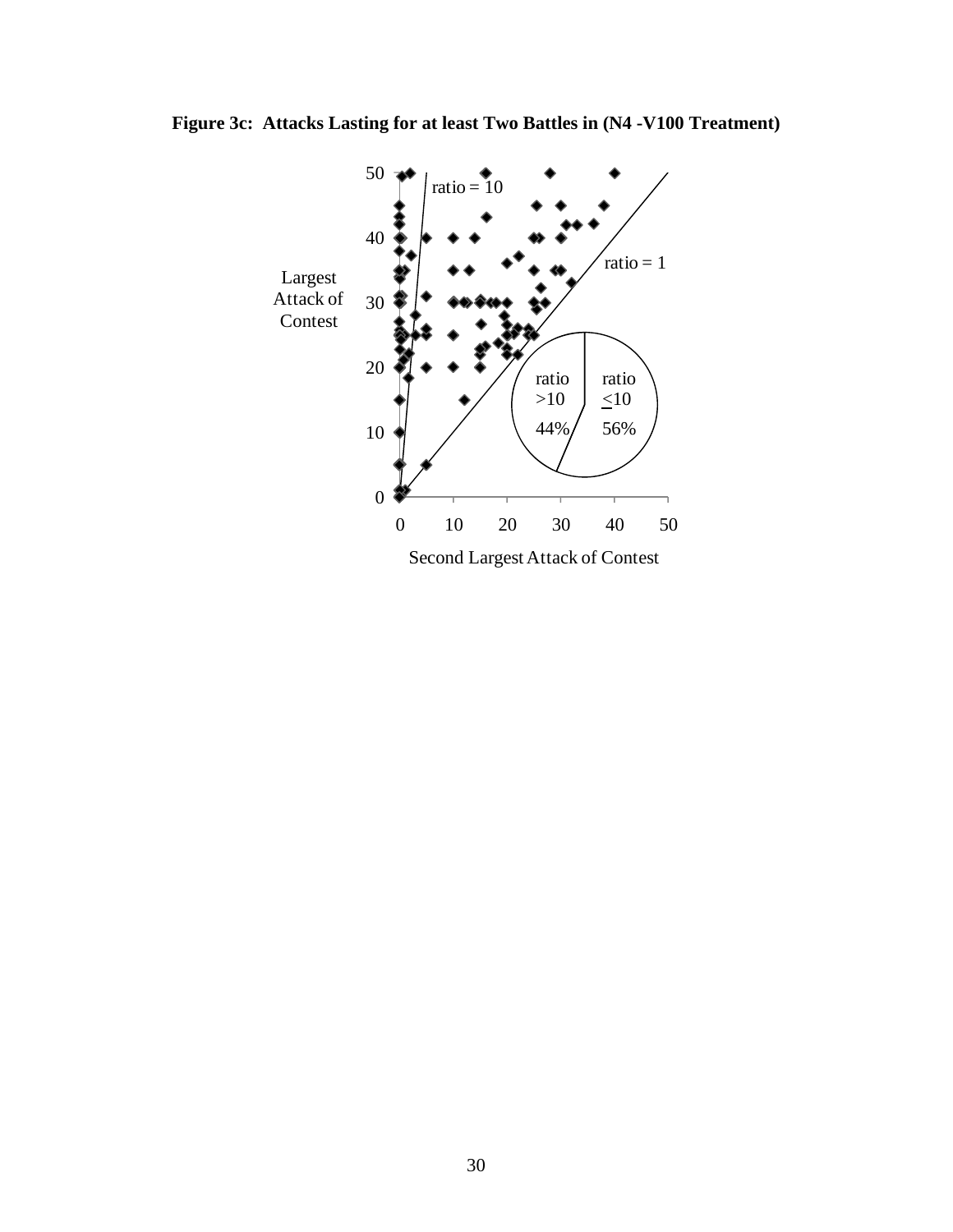**Figure 3c: Attacks Lasting for at least Two Battles in (N4 -V100 Treatment)**

Largest Attack of Contest

ratio = 10

ratio = 1

ratio >10 44%

ratio <10 56%

Second Largest Attack of Contest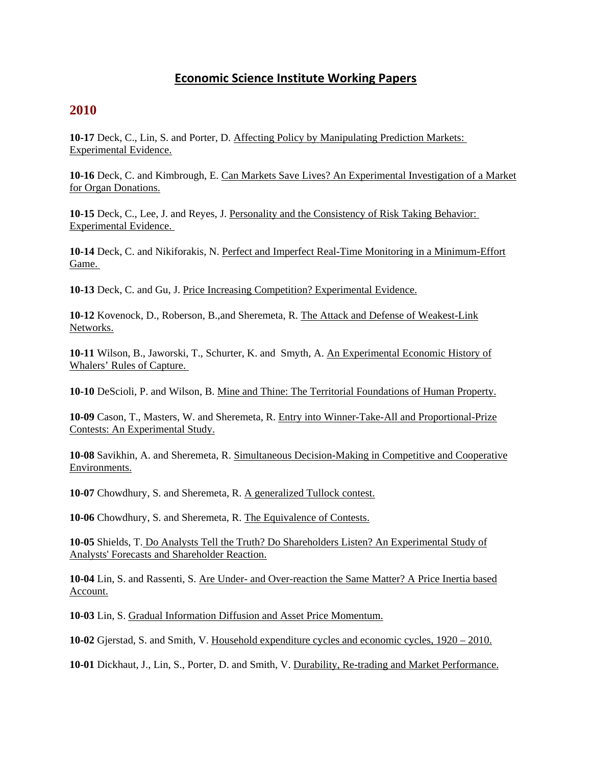# Economic Science Institute Working Papers

## 2010

**10-17** Deck, C., Lin, S. and Porter, D. Affecting Policy by Manipulating Prediction Markets: Experimental Evidence.

**10-16** Deck, C. and Kimbrough, E. Can Markets Save Lives? An Experimental Investigation of a Market for Organ Donations.

**10-15** Deck, C., Lee, J. and Reyes, J. Personality and the Consistency of Risk Taking Behavior: Experimental Evidence.

**10-14** Deck, C. and Nikiforakis, N. Perfect and Imperfect Real-Time Monitoring in a Minimum-Effort Game.

**10-13** Deck, C. and Gu, J. Price Increasing Competition? Experimental Evidence.

**10-12** Kovenock, D., Roberson, B.,and Sheremeta, R. The Attack and Defense of Weakest-Link Networks.

**10-11** Wilson, B., Jaworski, T., Schurter, K. and Smyth, A. An Experimental Economic History of Whalers' Rules of Capture.

**10-10** DeScioli, P. and Wilson, B. Mine and Thine: The Territorial Foundations of Human Property.

**10-09** Cason, T., Masters, W. and Sheremeta, R. Entry into Winner-Take-All and Proportional-Prize Contests: An Experimental Study.

**10-08** Savikhin, A. and Sheremeta, R. Simultaneous Decision-Making in Competitive and Cooperative Environments.

**10-07** Chowdhury, S. and Sheremeta, R. A generalized Tullock contest.

**10-06** Chowdhury, S. and Sheremeta, R. The Equivalence of Contests.

**10-05** Shields, T. Do Analysts Tell the Truth? Do Shareholders Listen? An Experimental Study of Analysts' Forecasts and Shareholder Reaction.

**10-04** Lin, S. and Rassenti, S. Are Under- and Over-reaction the Same Matter? A Price Inertia based Account.

**10-03** Lin, S. Gradual Information Diffusion and Asset Price Momentum.

**10-02** Gjerstad, S. and Smith, V. Household expenditure cycles and economic cycles, 1920 – 2010.

**10-01** Dickhaut, J., Lin, S., Porter, D. and Smith, V. Durability, Re-trading and Market Performance.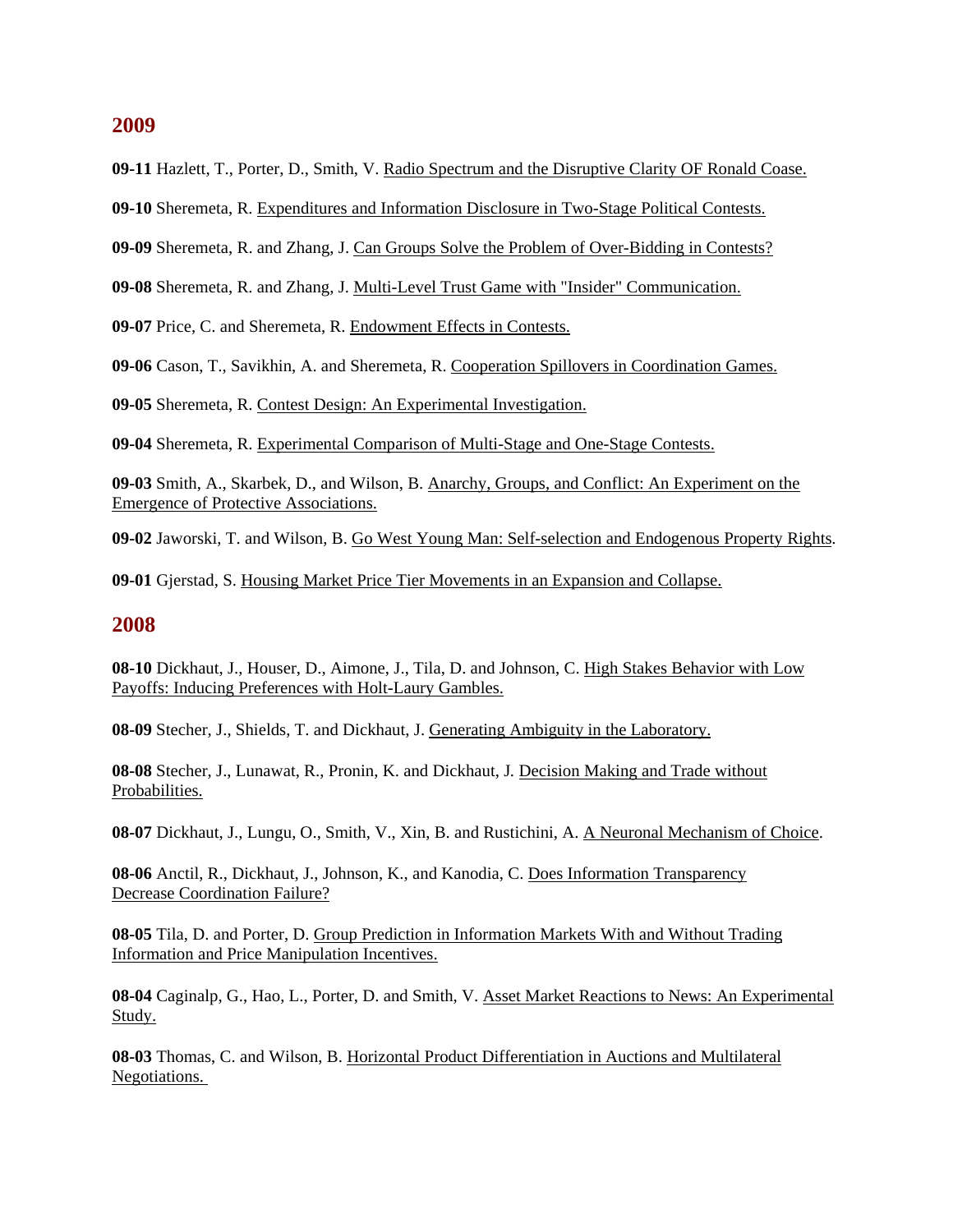## 2009

**09-11** Hazlett, T., Porter, D., Smith, V. Radio Spectrum and the Disruptive Clarity OF Ronald Coase.

**09-10** Sheremeta, R. Expenditures and Information Disclosure in Two-Stage Political Contests.

**09-09** Sheremeta, R. and Zhang, J. Can Groups Solve the Problem of Over-Bidding in Contests?

**09-08** Sheremeta, R. and Zhang, J. Multi-Level Trust Game with "Insider" Communication.

**09-07** Price, C. and Sheremeta, R. Endowment Effects in Contests.

**09-06** Cason, T., Savikhin, A. and Sheremeta, R. Cooperation Spillovers in Coordination Games.

**09-05** Sheremeta, R. Contest Design: An Experimental Investigation.

**09-04** Sheremeta, R. Experimental Comparison of Multi-Stage and One-Stage Contests.

**09-03** Smith, A., Skarbek, D., and Wilson, B. Anarchy, Groups, and Conflict: An Experiment on the Emergence of Protective Associations.

**09-02** Jaworski, T. and Wilson, B. Go West Young Man: Self-selection and Endogenous Property Rights.

**09-01** Gjerstad, S. Housing Market Price Tier Movements in an Expansion and Collapse.

## 2008

**08-10** Dickhaut, J., Houser, D., Aimone, J., Tila, D. and Johnson, C. High Stakes Behavior with Low Payoffs: Inducing Preferences with Holt-Laury Gambles.

**08-09** Stecher, J., Shields, T. and Dickhaut, J. Generating Ambiguity in the Laboratory.

**08-08** Stecher, J., Lunawat, R., Pronin, K. and Dickhaut, J. Decision Making and Trade without Probabilities.

**08-07** Dickhaut, J., Lungu, O., Smith, V., Xin, B. and Rustichini, A. A Neuronal Mechanism of Choice.

**08-06** Anctil, R., Dickhaut, J., Johnson, K., and Kanodia, C. Does Information Transparency Decrease Coordination Failure?

**08-05** Tila, D. and Porter, D. Group Prediction in Information Markets With and Without Trading Information and Price Manipulation Incentives.

**08-04** Caginalp, G., Hao, L., Porter, D. and Smith, V. Asset Market Reactions to News: An Experimental Study.

**08-03** Thomas, C. and Wilson, B. Horizontal Product Differentiation in Auctions and Multilateral Negotiations.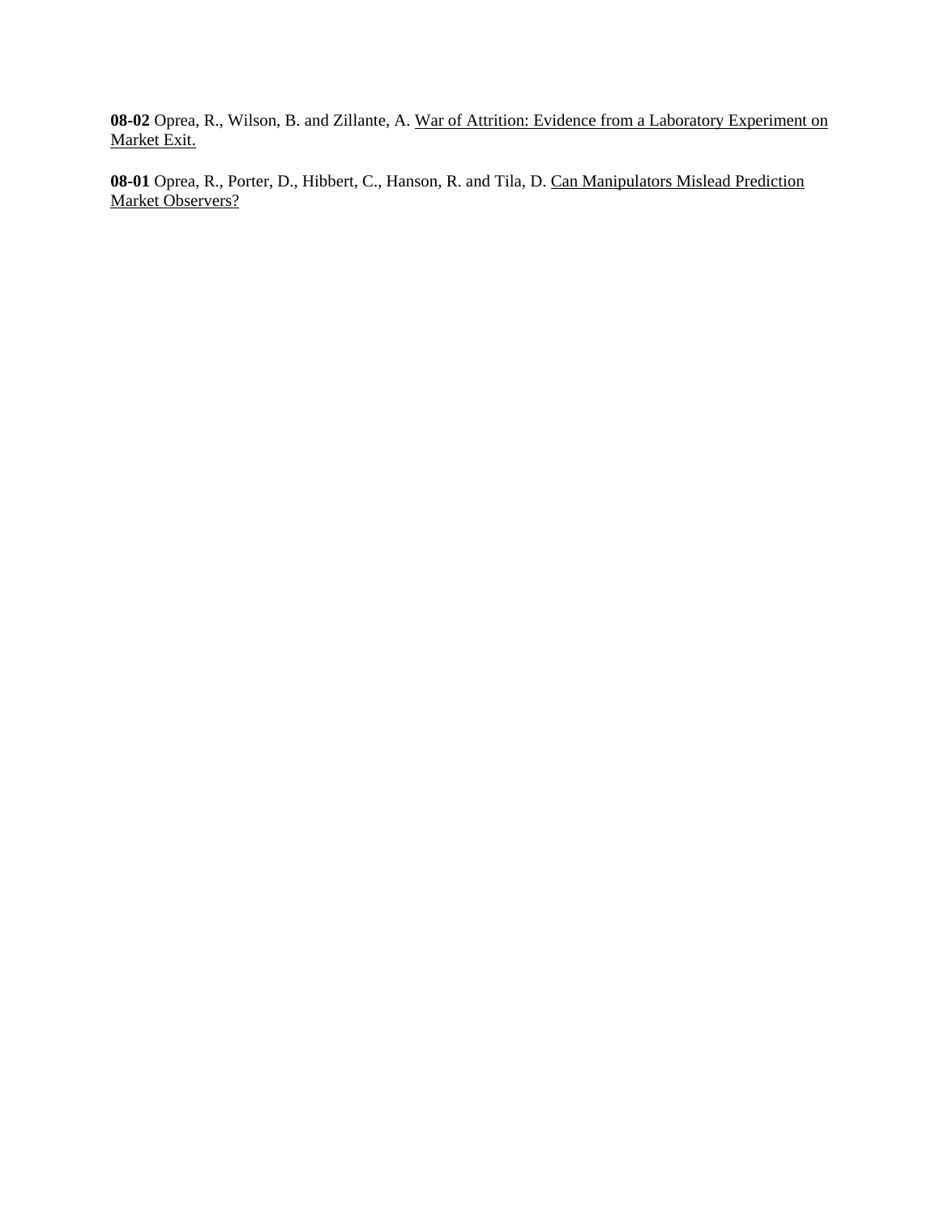**08-02** Oprea, R., Wilson, B. and Zillante, A. War of Attrition: Evidence from a Laboratory Experiment on Market Exit.

**08-01** Oprea, R., Porter, D., Hibbert, C., Hanson, R. and Tila, D. Can Manipulators Mislead Prediction Market Observers?